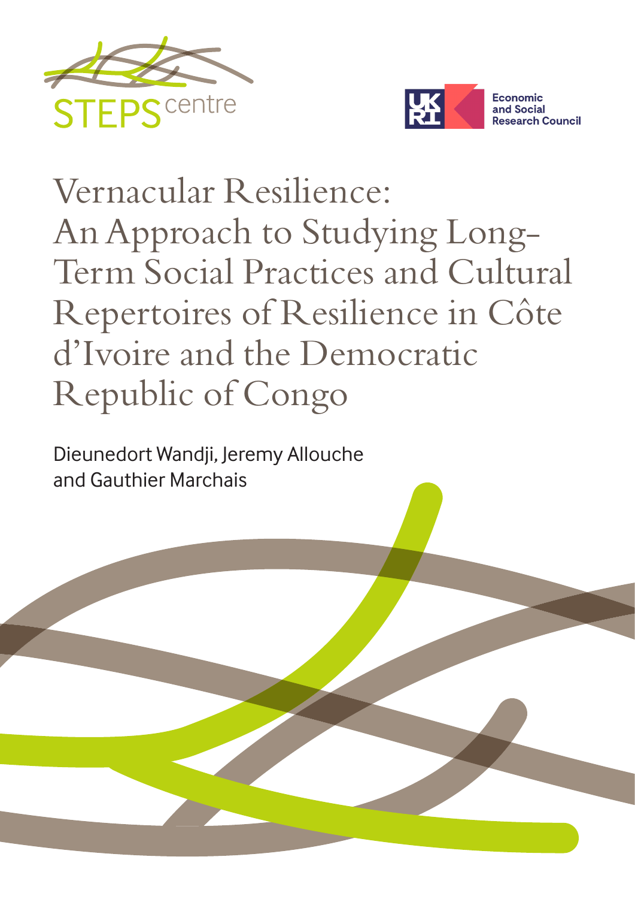STEPS centre

Economic and Social Research Council

# Vernacular Resilience: An Approach to Studying Long-Term Social Practices and Cultural Repertoires of Resilience in Côte d'Ivoire and the Democratic Republic of Congo

Dieunedort Wandji, Jeremy Allouche and Gauthier Marchais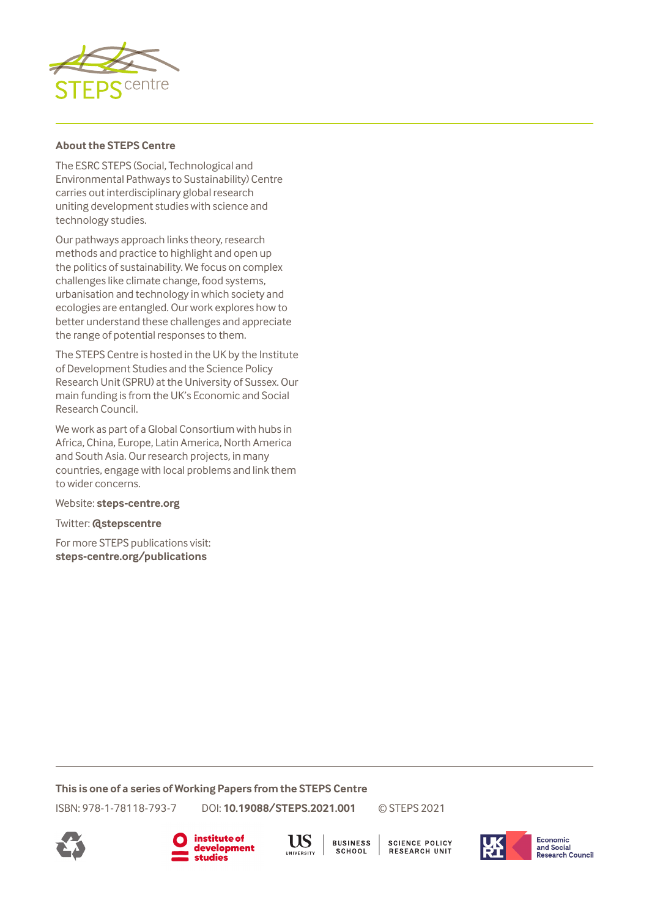**About the STEPS Centre**

The ESRC STEPS (Social, Technological and Environmental Pathways to Sustainability) Centre carries out interdisciplinary global research uniting development studies with science and technology studies.

Our pathways approach links theory, research methods and practice to highlight and open up the politics of sustainability. We focus on complex challenges like climate change, food systems, urbanisation and technology in which society and ecologies are entangled. Our work explores how to better understand these challenges and appreciate the range of potential responses to them.

The STEPS Centre is hosted in the UK by the Institute of Development Studies and the Science Policy Research Unit (SPRU) at the University of Sussex. Our main funding is from the UK's Economic and Social Research Council.

We work as part of a Global Consortium with hubs in Africa, China, Europe, Latin America, North America and South Asia. Our research projects, in many countries, engage with local problems and link them to wider concerns.

Website: **steps-centre.org**

Twitter: **@stepscentre**

For more STEPS publications visit:
**steps-centre.org/publications**

**This is one of a series of Working Papers from the STEPS Centre**

ISBN: 978-1-78118-793-7 DOI: **10.19088/STEPS.2021.001** © STEPS 2021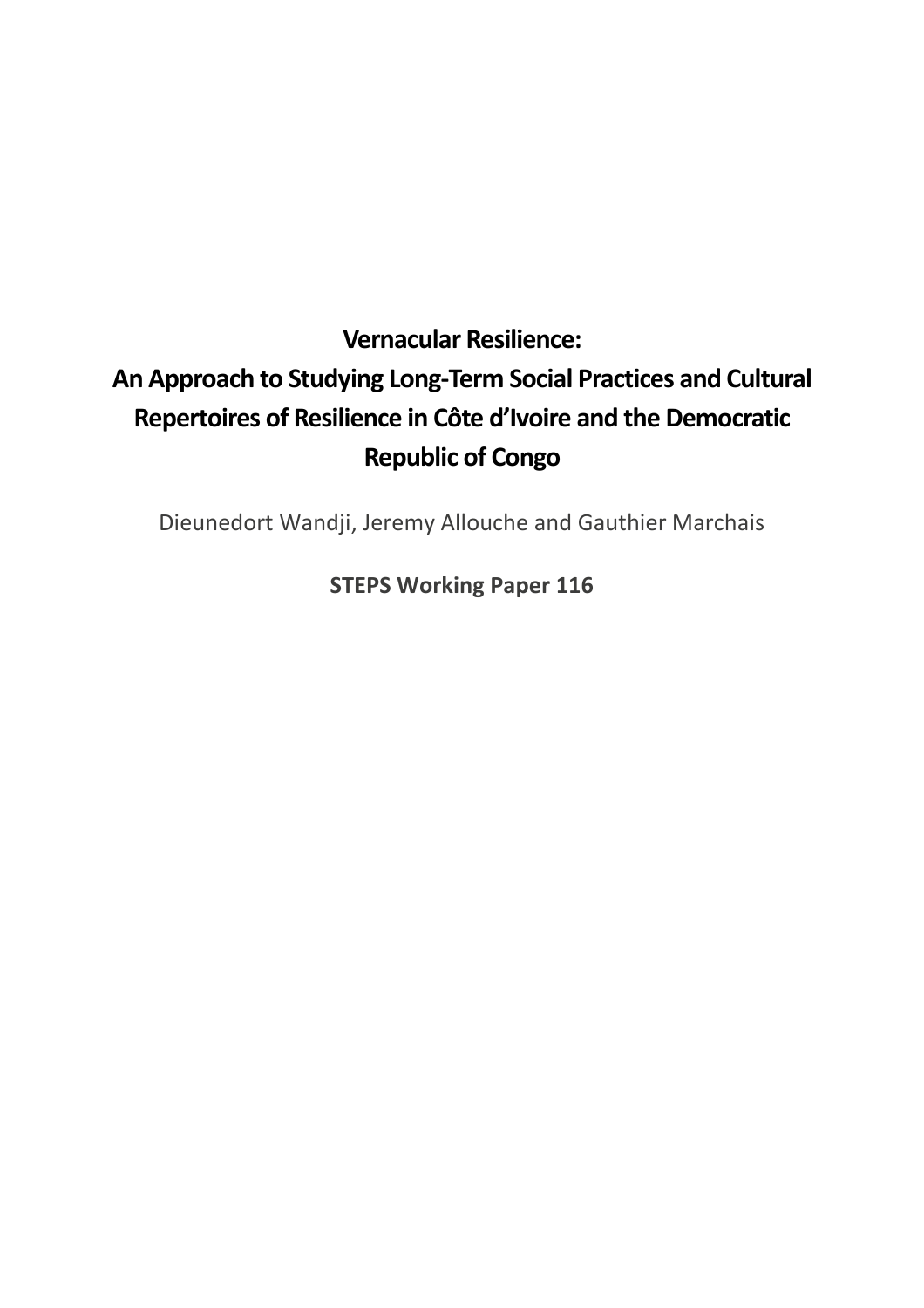# Vernacular Resilience:

# An Approach to Studying Long-Term Social Practices and Cultural Repertoires of Resilience in Côte d'Ivoire and the Democratic Republic of Congo

Dieunedort Wandji, Jeremy Allouche and Gauthier Marchais

**STEPS Working Paper 116**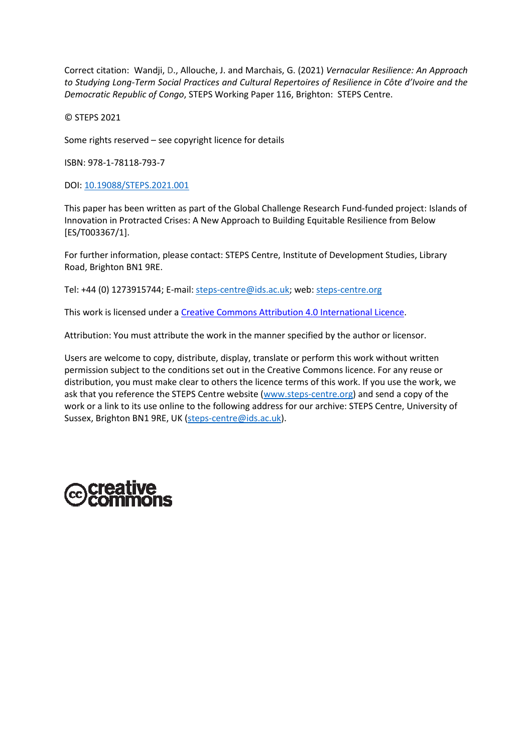Correct citation: Wandji, D., Allouche, J. and Marchais, G. (2021) *Vernacular Resilience: An Approach to Studying Long-Term Social Practices and Cultural Repertoires of Resilience in Côte d'Ivoire and the Democratic Republic of Congo*, STEPS Working Paper 116, Brighton: STEPS Centre.

© STEPS 2021

Some rights reserved – see copyright licence for details

ISBN: 978-1-78118-793-7

DOI: 10.19088/STEPS.2021.001

This paper has been written as part of the Global Challenge Research Fund-funded project: Islands of Innovation in Protracted Crises: A New Approach to Building Equitable Resilience from Below [ES/T003367/1].

For further information, please contact: STEPS Centre, Institute of Development Studies, Library Road, Brighton BN1 9RE.

Tel: +44 (0) 1273915744; E-mail: steps-centre@ids.ac.uk; web: steps-centre.org

This work is licensed under a Creative Commons Attribution 4.0 International Licence.

Attribution: You must attribute the work in the manner specified by the author or licensor.

Users are welcome to copy, distribute, display, translate or perform this work without written permission subject to the conditions set out in the Creative Commons licence. For any reuse or distribution, you must make clear to others the licence terms of this work. If you use the work, we ask that you reference the STEPS Centre website (www.steps-centre.org) and send a copy of the work or a link to its use online to the following address for our archive: STEPS Centre, University of Sussex, Brighton BN1 9RE, UK (steps-centre@ids.ac.uk).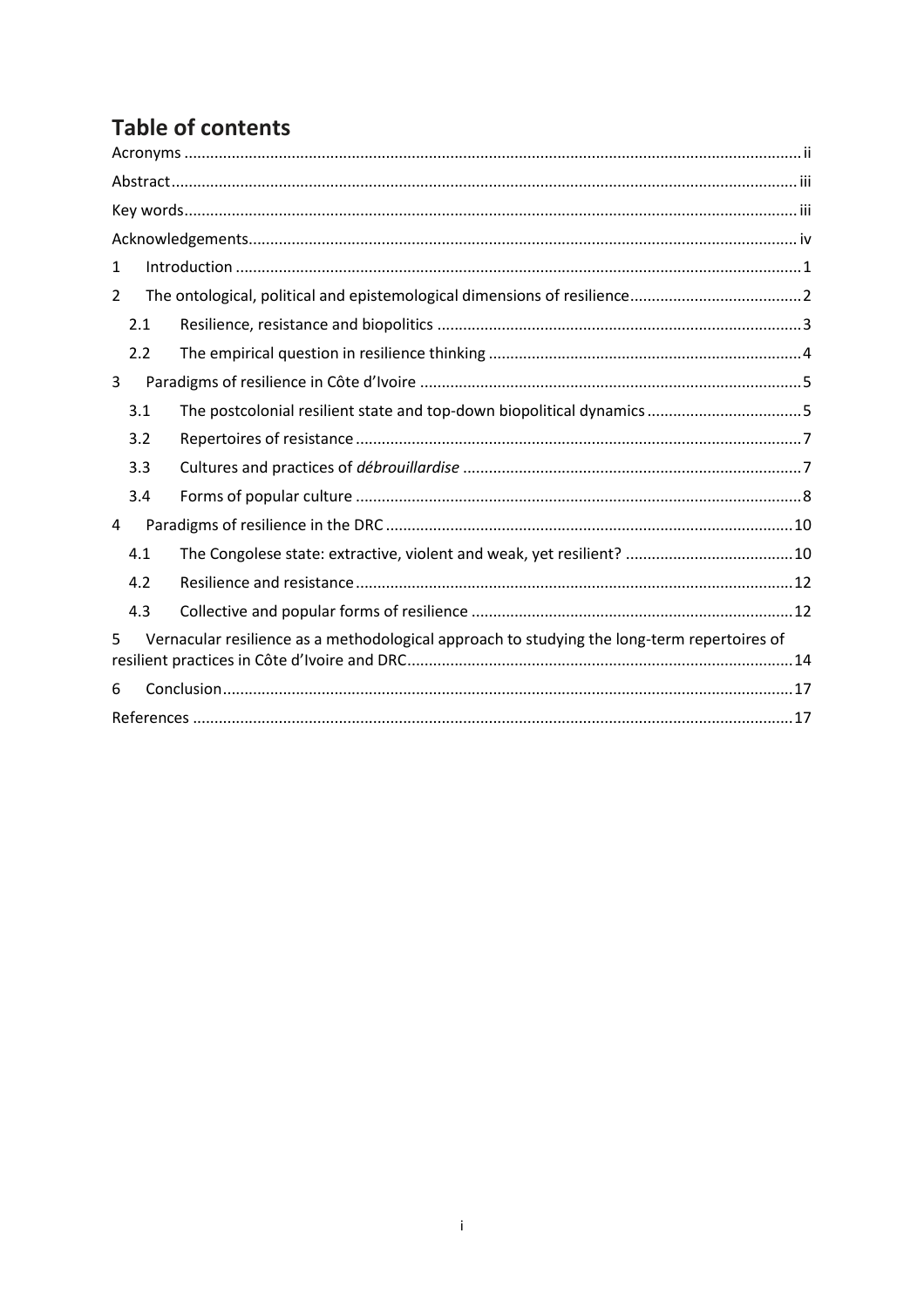# Table of contents

Acronyms ..... ii

Abstract ..... iii

Key words ..... iii

Acknowledgements ..... iv

1 Introduction ..... 1

2 The ontological, political and epistemological dimensions of resilience ..... 2

2.1 Resilience, resistance and biopolitics ..... 3

2.2 The empirical question in resilience thinking ..... 4

3 Paradigms of resilience in Côte d'Ivoire ..... 5

3.1 The postcolonial resilient state and top-down biopolitical dynamics ..... 5

3.2 Repertoires of resistance ..... 7

3.3 Cultures and practices of *débrouillardise* ..... 7

3.4 Forms of popular culture ..... 8

4 Paradigms of resilience in the DRC ..... 10

4.1 The Congolese state: extractive, violent and weak, yet resilient? ..... 10

4.2 Resilience and resistance ..... 12

4.3 Collective and popular forms of resilience ..... 12

5 Vernacular resilience as a methodological approach to studying the long-term repertoires of resilient practices in Côte d'Ivoire and DRC ..... 14

6 Conclusion ..... 17

References ..... 17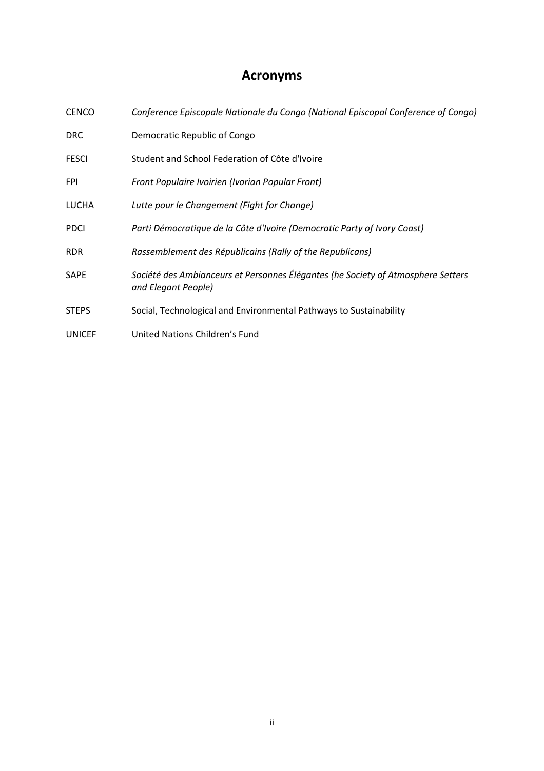# Acronyms

| | |
|---|---|
| CENCO | *Conference Episcopale Nationale du Congo (National Episcopal Conference of Congo)* |
| DRC | Democratic Republic of Congo |
| FESCI | Student and School Federation of Côte d'Ivoire |
| FPI | *Front Populaire Ivoirien (Ivorian Popular Front)* |
| LUCHA | *Lutte pour le Changement (Fight for Change)* |
| PDCI | *Parti Démocratique de la Côte d'Ivoire (Democratic Party of Ivory Coast)* |
| RDR | *Rassemblement des Républicains (Rally of the Republicans)* |
| SAPE | *Société des Ambianceurs et Personnes Élégantes (he Society of Atmosphere Setters and Elegant People)* |
| STEPS | Social, Technological and Environmental Pathways to Sustainability |
| UNICEF | United Nations Children's Fund |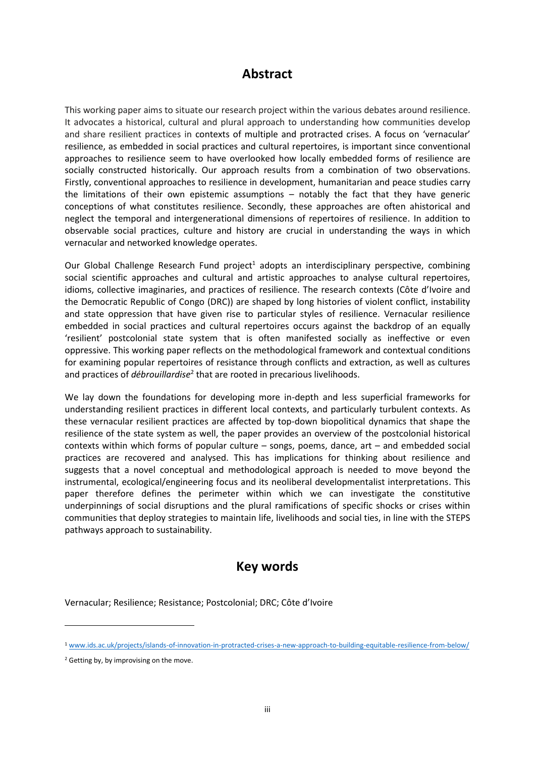# Abstract

This working paper aims to situate our research project within the various debates around resilience. It advocates a historical, cultural and plural approach to understanding how communities develop and share resilient practices in contexts of multiple and protracted crises. A focus on 'vernacular' resilience, as embedded in social practices and cultural repertoires, is important since conventional approaches to resilience seem to have overlooked how locally embedded forms of resilience are socially constructed historically. Our approach results from a combination of two observations. Firstly, conventional approaches to resilience in development, humanitarian and peace studies carry the limitations of their own epistemic assumptions – notably the fact that they have generic conceptions of what constitutes resilience. Secondly, these approaches are often ahistorical and neglect the temporal and intergenerational dimensions of repertoires of resilience. In addition to observable social practices, culture and history are crucial in understanding the ways in which vernacular and networked knowledge operates.

Our Global Challenge Research Fund project[1] adopts an interdisciplinary perspective, combining social scientific approaches and cultural and artistic approaches to analyse cultural repertoires, idioms, collective imaginaries, and practices of resilience. The research contexts (Côte d'Ivoire and the Democratic Republic of Congo (DRC)) are shaped by long histories of violent conflict, instability and state oppression that have given rise to particular styles of resilience. Vernacular resilience embedded in social practices and cultural repertoires occurs against the backdrop of an equally 'resilient' postcolonial state system that is often manifested socially as ineffective or even oppressive. This working paper reflects on the methodological framework and contextual conditions for examining popular repertoires of resistance through conflicts and extraction, as well as cultures and practices of *débrouillardise*[2] that are rooted in precarious livelihoods.

We lay down the foundations for developing more in-depth and less superficial frameworks for understanding resilient practices in different local contexts, and particularly turbulent contexts. As these vernacular resilient practices are affected by top-down biopolitical dynamics that shape the resilience of the state system as well, the paper provides an overview of the postcolonial historical contexts within which forms of popular culture – songs, poems, dance, art – and embedded social practices are recovered and analysed. This has implications for thinking about resilience and suggests that a novel conceptual and methodological approach is needed to move beyond the instrumental, ecological/engineering focus and its neoliberal developmentalist interpretations. This paper therefore defines the perimeter within which we can investigate the constitutive underpinnings of social disruptions and the plural ramifications of specific shocks or crises within communities that deploy strategies to maintain life, livelihoods and social ties, in line with the STEPS pathways approach to sustainability.

# Key words

Vernacular; Resilience; Resistance; Postcolonial; DRC; Côte d'Ivoire

[1] www.ids.ac.uk/projects/islands-of-innovation-in-protracted-crises-a-new-approach-to-building-equitable-resilience-from-below/

[2] Getting by, by improvising on the move.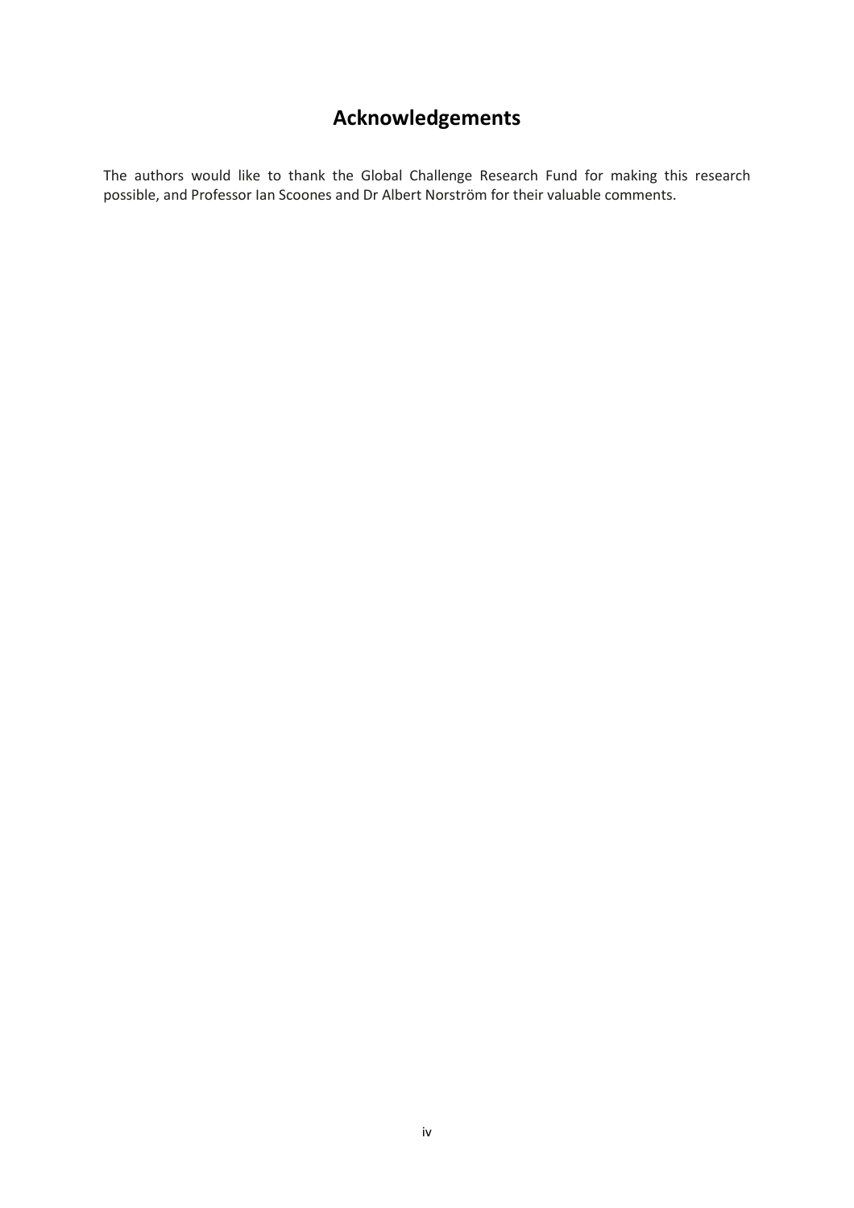# Acknowledgements

The authors would like to thank the Global Challenge Research Fund for making this research possible, and Professor Ian Scoones and Dr Albert Norström for their valuable comments.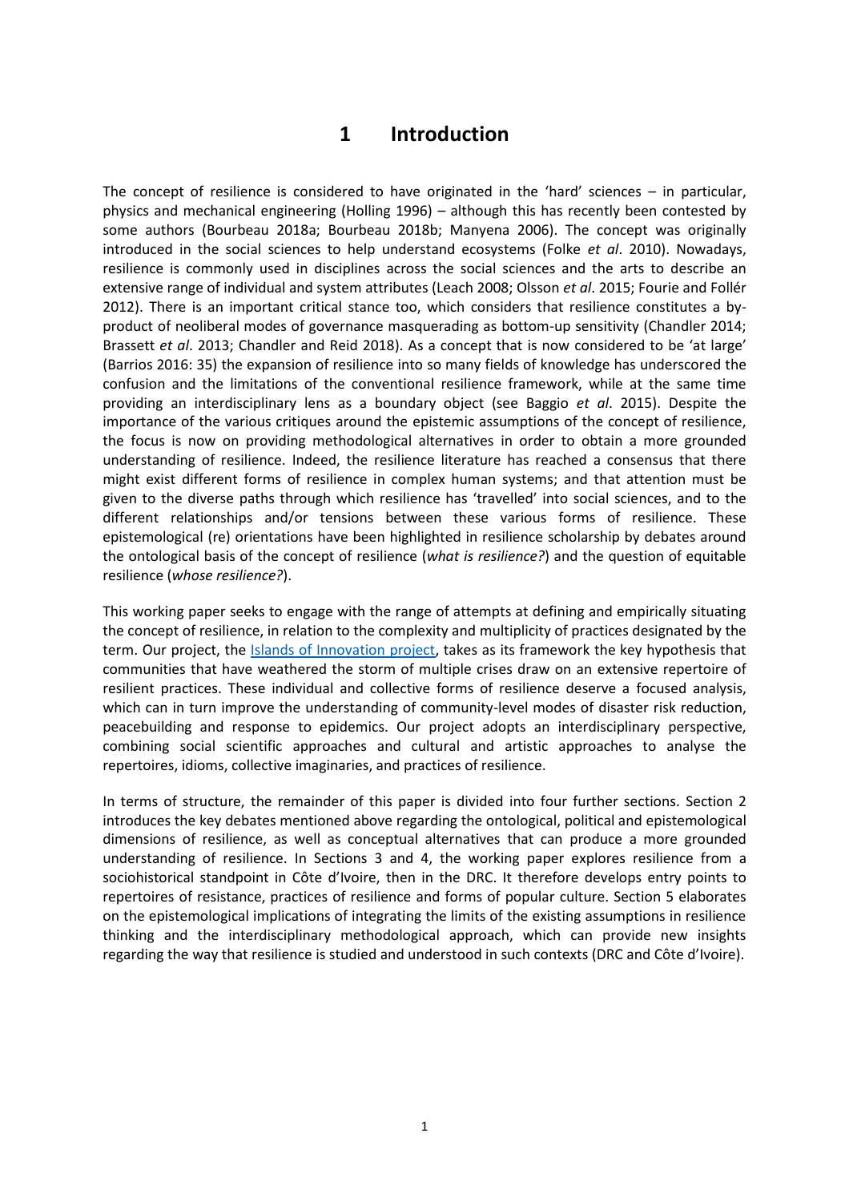# 1 Introduction

The concept of resilience is considered to have originated in the 'hard' sciences – in particular, physics and mechanical engineering (Holling 1996) – although this has recently been contested by some authors (Bourbeau 2018a; Bourbeau 2018b; Manyena 2006). The concept was originally introduced in the social sciences to help understand ecosystems (Folke *et al*. 2010). Nowadays, resilience is commonly used in disciplines across the social sciences and the arts to describe an extensive range of individual and system attributes (Leach 2008; Olsson *et al*. 2015; Fourie and Follér 2012). There is an important critical stance too, which considers that resilience constitutes a by-product of neoliberal modes of governance masquerading as bottom-up sensitivity (Chandler 2014; Brassett *et al*. 2013; Chandler and Reid 2018). As a concept that is now considered to be 'at large' (Barrios 2016: 35) the expansion of resilience into so many fields of knowledge has underscored the confusion and the limitations of the conventional resilience framework, while at the same time providing an interdisciplinary lens as a boundary object (see Baggio *et al*. 2015). Despite the importance of the various critiques around the epistemic assumptions of the concept of resilience, the focus is now on providing methodological alternatives in order to obtain a more grounded understanding of resilience. Indeed, the resilience literature has reached a consensus that there might exist different forms of resilience in complex human systems; and that attention must be given to the diverse paths through which resilience has 'travelled' into social sciences, and to the different relationships and/or tensions between these various forms of resilience. These epistemological (re) orientations have been highlighted in resilience scholarship by debates around the ontological basis of the concept of resilience (*what is resilience?*) and the question of equitable resilience (*whose resilience?*).

This working paper seeks to engage with the range of attempts at defining and empirically situating the concept of resilience, in relation to the complexity and multiplicity of practices designated by the term. Our project, the Islands of Innovation project, takes as its framework the key hypothesis that communities that have weathered the storm of multiple crises draw on an extensive repertoire of resilient practices. These individual and collective forms of resilience deserve a focused analysis, which can in turn improve the understanding of community-level modes of disaster risk reduction, peacebuilding and response to epidemics. Our project adopts an interdisciplinary perspective, combining social scientific approaches and cultural and artistic approaches to analyse the repertoires, idioms, collective imaginaries, and practices of resilience.

In terms of structure, the remainder of this paper is divided into four further sections. Section 2 introduces the key debates mentioned above regarding the ontological, political and epistemological dimensions of resilience, as well as conceptual alternatives that can produce a more grounded understanding of resilience. In Sections 3 and 4, the working paper explores resilience from a sociohistorical standpoint in Côte d'Ivoire, then in the DRC. It therefore develops entry points to repertoires of resistance, practices of resilience and forms of popular culture. Section 5 elaborates on the epistemological implications of integrating the limits of the existing assumptions in resilience thinking and the interdisciplinary methodological approach, which can provide new insights regarding the way that resilience is studied and understood in such contexts (DRC and Côte d'Ivoire).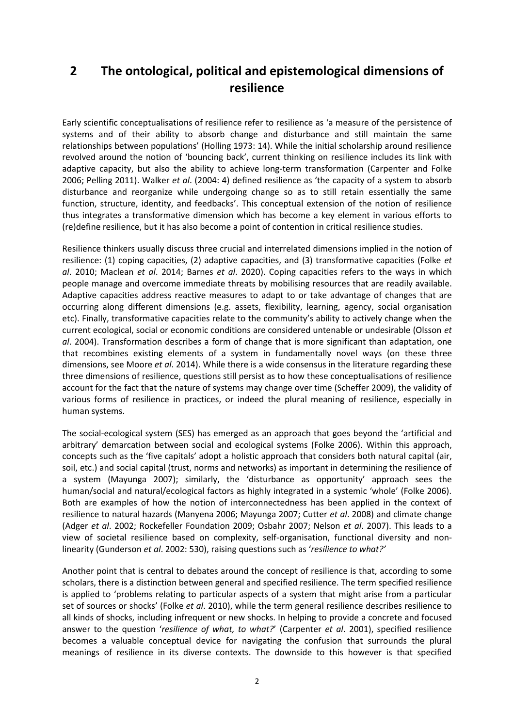## 2 The ontological, political and epistemological dimensions of resilience

Early scientific conceptualisations of resilience refer to resilience as 'a measure of the persistence of systems and of their ability to absorb change and disturbance and still maintain the same relationships between populations' (Holling 1973: 14). While the initial scholarship around resilience revolved around the notion of 'bouncing back', current thinking on resilience includes its link with adaptive capacity, but also the ability to achieve long-term transformation (Carpenter and Folke 2006; Pelling 2011). Walker *et al*. (2004: 4) defined resilience as 'the capacity of a system to absorb disturbance and reorganize while undergoing change so as to still retain essentially the same function, structure, identity, and feedbacks'. This conceptual extension of the notion of resilience thus integrates a transformative dimension which has become a key element in various efforts to (re)define resilience, but it has also become a point of contention in critical resilience studies.

Resilience thinkers usually discuss three crucial and interrelated dimensions implied in the notion of resilience: (1) coping capacities, (2) adaptive capacities, and (3) transformative capacities (Folke *et al*. 2010; Maclean *et al*. 2014; Barnes *et al*. 2020). Coping capacities refers to the ways in which people manage and overcome immediate threats by mobilising resources that are readily available. Adaptive capacities address reactive measures to adapt to or take advantage of changes that are occurring along different dimensions (e.g. assets, flexibility, learning, agency, social organisation etc). Finally, transformative capacities relate to the community's ability to actively change when the current ecological, social or economic conditions are considered untenable or undesirable (Olsson *et al*. 2004). Transformation describes a form of change that is more significant than adaptation, one that recombines existing elements of a system in fundamentally novel ways (on these three dimensions, see Moore *et al*. 2014). While there is a wide consensus in the literature regarding these three dimensions of resilience, questions still persist as to how these conceptualisations of resilience account for the fact that the nature of systems may change over time (Scheffer 2009), the validity of various forms of resilience in practices, or indeed the plural meaning of resilience, especially in human systems.

The social-ecological system (SES) has emerged as an approach that goes beyond the 'artificial and arbitrary' demarcation between social and ecological systems (Folke 2006). Within this approach, concepts such as the 'five capitals' adopt a holistic approach that considers both natural capital (air, soil, etc.) and social capital (trust, norms and networks) as important in determining the resilience of a system (Mayunga 2007); similarly, the 'disturbance as opportunity' approach sees the human/social and natural/ecological factors as highly integrated in a systemic 'whole' (Folke 2006). Both are examples of how the notion of interconnectedness has been applied in the context of resilience to natural hazards (Manyena 2006; Mayunga 2007; Cutter *et al*. 2008) and climate change (Adger *et al*. 2002; Rockefeller Foundation 2009; Osbahr 2007; Nelson *et al*. 2007). This leads to a view of societal resilience based on complexity, self-organisation, functional diversity and non-linearity (Gunderson *et al*. 2002: 530), raising questions such as '*resilience to what?*'

Another point that is central to debates around the concept of resilience is that, according to some scholars, there is a distinction between general and specified resilience. The term specified resilience is applied to 'problems relating to particular aspects of a system that might arise from a particular set of sources or shocks' (Folke *et al*. 2010), while the term general resilience describes resilience to all kinds of shocks, including infrequent or new shocks. In helping to provide a concrete and focused answer to the question '*resilience of what, to what?*' (Carpenter *et al*. 2001), specified resilience becomes a valuable conceptual device for navigating the confusion that surrounds the plural meanings of resilience in its diverse contexts. The downside to this however is that specified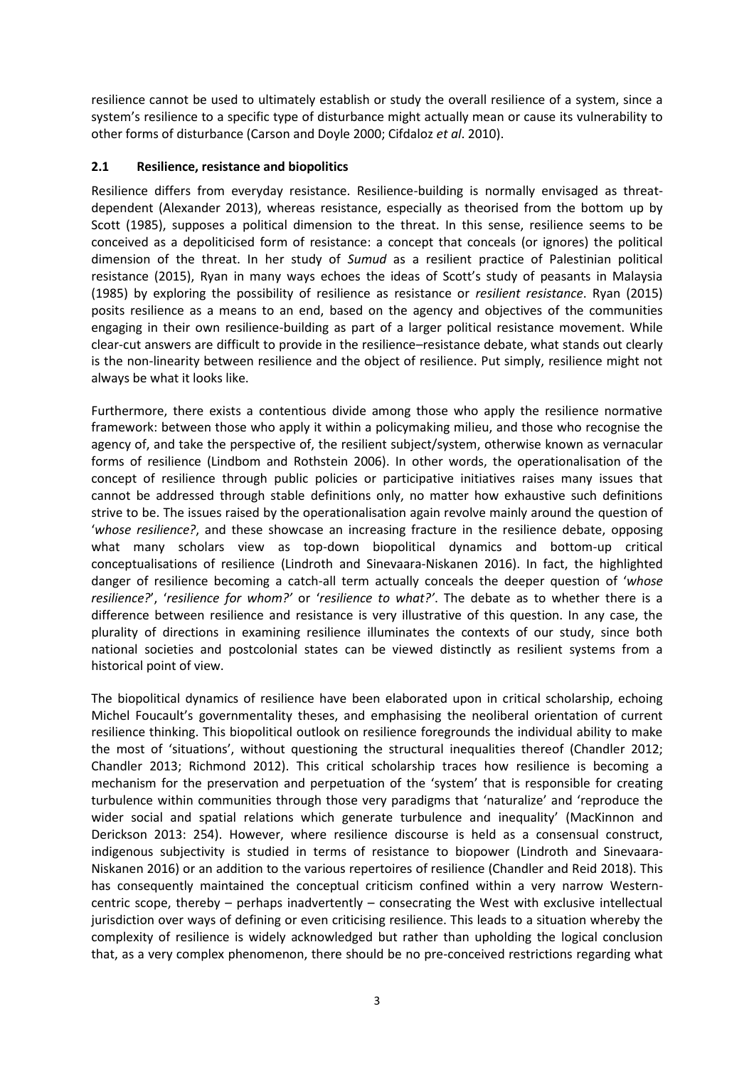resilience cannot be used to ultimately establish or study the overall resilience of a system, since a system's resilience to a specific type of disturbance might actually mean or cause its vulnerability to other forms of disturbance (Carson and Doyle 2000; Cifdaloz *et al*. 2010).

### 2.1 Resilience, resistance and biopolitics

Resilience differs from everyday resistance. Resilience-building is normally envisaged as threat-dependent (Alexander 2013), whereas resistance, especially as theorised from the bottom up by Scott (1985), supposes a political dimension to the threat. In this sense, resilience seems to be conceived as a depoliticised form of resistance: a concept that conceals (or ignores) the political dimension of the threat. In her study of *Sumud* as a resilient practice of Palestinian political resistance (2015), Ryan in many ways echoes the ideas of Scott's study of peasants in Malaysia (1985) by exploring the possibility of resilience as resistance or *resilient resistance*. Ryan (2015) posits resilience as a means to an end, based on the agency and objectives of the communities engaging in their own resilience-building as part of a larger political resistance movement. While clear-cut answers are difficult to provide in the resilience–resistance debate, what stands out clearly is the non-linearity between resilience and the object of resilience. Put simply, resilience might not always be what it looks like.

Furthermore, there exists a contentious divide among those who apply the resilience normative framework: between those who apply it within a policymaking milieu, and those who recognise the agency of, and take the perspective of, the resilient subject/system, otherwise known as vernacular forms of resilience (Lindbom and Rothstein 2006). In other words, the operationalisation of the concept of resilience through public policies or participative initiatives raises many issues that cannot be addressed through stable definitions only, no matter how exhaustive such definitions strive to be. The issues raised by the operationalisation again revolve mainly around the question of '*whose resilience?*', and these showcase an increasing fracture in the resilience debate, opposing what many scholars view as top-down biopolitical dynamics and bottom-up critical conceptualisations of resilience (Lindroth and Sinevaara-Niskanen 2016). In fact, the highlighted danger of resilience becoming a catch-all term actually conceals the deeper question of '*whose resilience?*', '*resilience for whom?*' or '*resilience to what?*'. The debate as to whether there is a difference between resilience and resistance is very illustrative of this question. In any case, the plurality of directions in examining resilience illuminates the contexts of our study, since both national societies and postcolonial states can be viewed distinctly as resilient systems from a historical point of view.

The biopolitical dynamics of resilience have been elaborated upon in critical scholarship, echoing Michel Foucault's governmentality theses, and emphasising the neoliberal orientation of current resilience thinking. This biopolitical outlook on resilience foregrounds the individual ability to make the most of 'situations', without questioning the structural inequalities thereof (Chandler 2012; Chandler 2013; Richmond 2012). This critical scholarship traces how resilience is becoming a mechanism for the preservation and perpetuation of the 'system' that is responsible for creating turbulence within communities through those very paradigms that 'naturalize' and 'reproduce the wider social and spatial relations which generate turbulence and inequality' (MacKinnon and Derickson 2013: 254). However, where resilience discourse is held as a consensual construct, indigenous subjectivity is studied in terms of resistance to biopower (Lindroth and Sinevaara-Niskanen 2016) or an addition to the various repertoires of resilience (Chandler and Reid 2018). This has consequently maintained the conceptual criticism confined within a very narrow Western-centric scope, thereby – perhaps inadvertently – consecrating the West with exclusive intellectual jurisdiction over ways of defining or even criticising resilience. This leads to a situation whereby the complexity of resilience is widely acknowledged but rather than upholding the logical conclusion that, as a very complex phenomenon, there should be no pre-conceived restrictions regarding what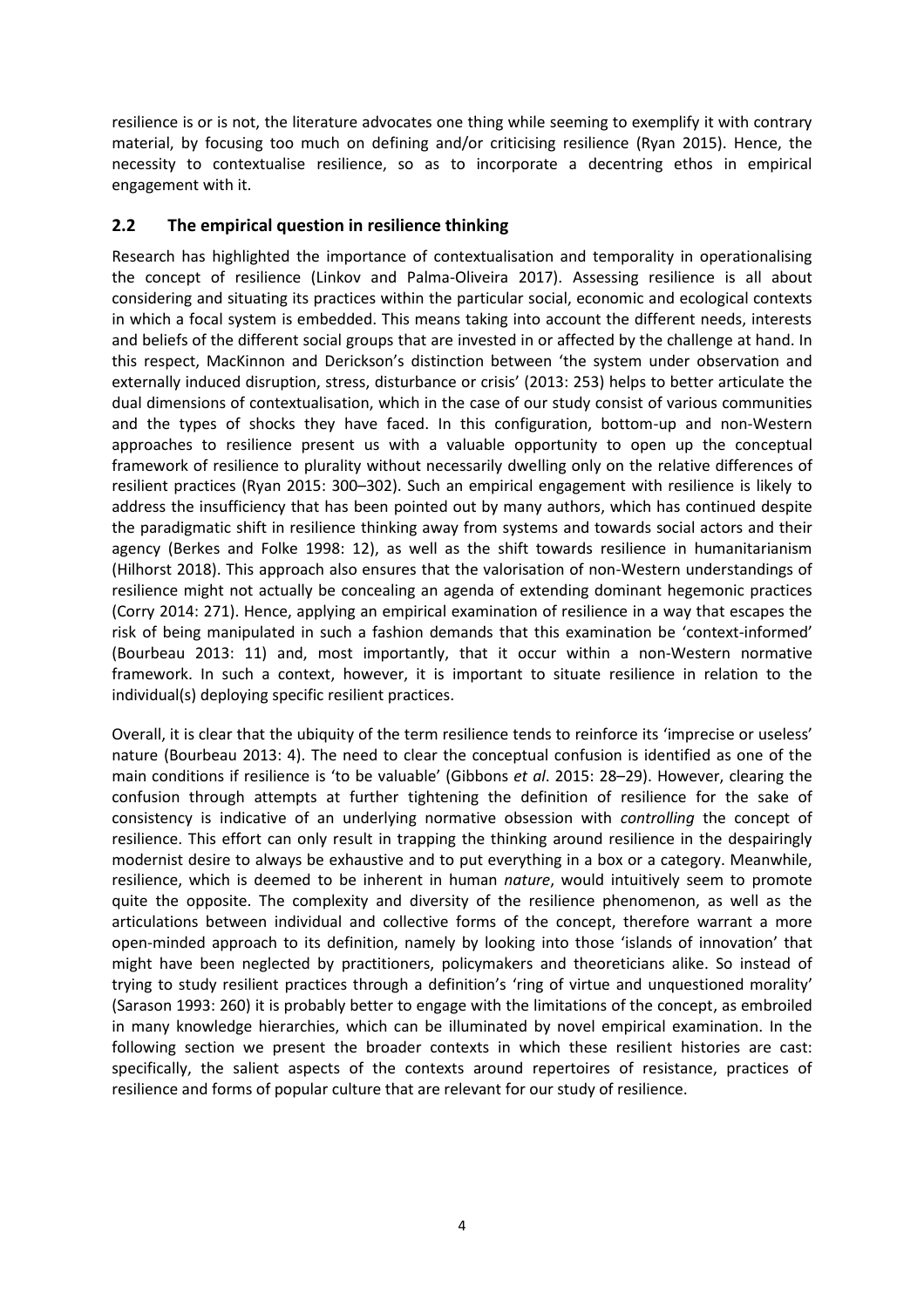resilience is or is not, the literature advocates one thing while seeming to exemplify it with contrary material, by focusing too much on defining and/or criticising resilience (Ryan 2015). Hence, the necessity to contextualise resilience, so as to incorporate a decentring ethos in empirical engagement with it.

## 2.2 The empirical question in resilience thinking

Research has highlighted the importance of contextualisation and temporality in operationalising the concept of resilience (Linkov and Palma-Oliveira 2017). Assessing resilience is all about considering and situating its practices within the particular social, economic and ecological contexts in which a focal system is embedded. This means taking into account the different needs, interests and beliefs of the different social groups that are invested in or affected by the challenge at hand. In this respect, MacKinnon and Derickson's distinction between 'the system under observation and externally induced disruption, stress, disturbance or crisis' (2013: 253) helps to better articulate the dual dimensions of contextualisation, which in the case of our study consist of various communities and the types of shocks they have faced. In this configuration, bottom-up and non-Western approaches to resilience present us with a valuable opportunity to open up the conceptual framework of resilience to plurality without necessarily dwelling only on the relative differences of resilient practices (Ryan 2015: 300–302). Such an empirical engagement with resilience is likely to address the insufficiency that has been pointed out by many authors, which has continued despite the paradigmatic shift in resilience thinking away from systems and towards social actors and their agency (Berkes and Folke 1998: 12), as well as the shift towards resilience in humanitarianism (Hilhorst 2018). This approach also ensures that the valorisation of non-Western understandings of resilience might not actually be concealing an agenda of extending dominant hegemonic practices (Corry 2014: 271). Hence, applying an empirical examination of resilience in a way that escapes the risk of being manipulated in such a fashion demands that this examination be 'context-informed' (Bourbeau 2013: 11) and, most importantly, that it occur within a non-Western normative framework. In such a context, however, it is important to situate resilience in relation to the individual(s) deploying specific resilient practices.

Overall, it is clear that the ubiquity of the term resilience tends to reinforce its 'imprecise or useless' nature (Bourbeau 2013: 4). The need to clear the conceptual confusion is identified as one of the main conditions if resilience is 'to be valuable' (Gibbons *et al*. 2015: 28–29). However, clearing the confusion through attempts at further tightening the definition of resilience for the sake of consistency is indicative of an underlying normative obsession with *controlling* the concept of resilience. This effort can only result in trapping the thinking around resilience in the despairingly modernist desire to always be exhaustive and to put everything in a box or a category. Meanwhile, resilience, which is deemed to be inherent in human *nature*, would intuitively seem to promote quite the opposite. The complexity and diversity of the resilience phenomenon, as well as the articulations between individual and collective forms of the concept, therefore warrant a more open-minded approach to its definition, namely by looking into those 'islands of innovation' that might have been neglected by practitioners, policymakers and theoreticians alike. So instead of trying to study resilient practices through a definition's 'ring of virtue and unquestioned morality' (Sarason 1993: 260) it is probably better to engage with the limitations of the concept, as embroiled in many knowledge hierarchies, which can be illuminated by novel empirical examination. In the following section we present the broader contexts in which these resilient histories are cast: specifically, the salient aspects of the contexts around repertoires of resistance, practices of resilience and forms of popular culture that are relevant for our study of resilience.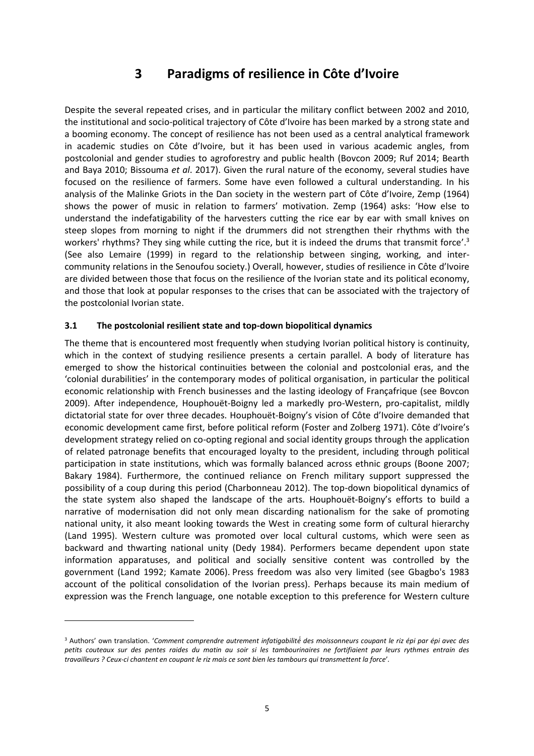# 3 Paradigms of resilience in Côte d'Ivoire

Despite the several repeated crises, and in particular the military conflict between 2002 and 2010, the institutional and socio-political trajectory of Côte d'Ivoire has been marked by a strong state and a booming economy. The concept of resilience has not been used as a central analytical framework in academic studies on Côte d'Ivoire, but it has been used in various academic angles, from postcolonial and gender studies to agroforestry and public health (Bovcon 2009; Ruf 2014; Bearth and Baya 2010; Bissouma *et al*. 2017). Given the rural nature of the economy, several studies have focused on the resilience of farmers. Some have even followed a cultural understanding. In his analysis of the Malinke Griots in the Dan society in the western part of Côte d'Ivoire, Zemp (1964) shows the power of music in relation to farmers' motivation. Zemp (1964) asks: 'How else to understand the indefatigability of the harvesters cutting the rice ear by ear with small knives on steep slopes from morning to night if the drummers did not strengthen their rhythms with the workers' rhythms? They sing while cutting the rice, but it is indeed the drums that transmit force'.[3] (See also Lemaire (1999) in regard to the relationship between singing, working, and inter-community relations in the Senoufou society.) Overall, however, studies of resilience in Côte d'Ivoire are divided between those that focus on the resilience of the Ivorian state and its political economy, and those that look at popular responses to the crises that can be associated with the trajectory of the postcolonial Ivorian state.

## 3.1 The postcolonial resilient state and top-down biopolitical dynamics

The theme that is encountered most frequently when studying Ivorian political history is continuity, which in the context of studying resilience presents a certain parallel. A body of literature has emerged to show the historical continuities between the colonial and postcolonial eras, and the 'colonial durabilities' in the contemporary modes of political organisation, in particular the political economic relationship with French businesses and the lasting ideology of Françafrique (see Bovcon 2009). After independence, Houphouët-Boigny led a markedly pro-Western, pro-capitalist, mildly dictatorial state for over three decades. Houphouët-Boigny's vision of Côte d'Ivoire demanded that economic development came first, before political reform (Foster and Zolberg 1971). Côte d'Ivoire's development strategy relied on co-opting regional and social identity groups through the application of related patronage benefits that encouraged loyalty to the president, including through political participation in state institutions, which was formally balanced across ethnic groups (Boone 2007; Bakary 1984). Furthermore, the continued reliance on French military support suppressed the possibility of a coup during this period (Charbonneau 2012). The top-down biopolitical dynamics of the state system also shaped the landscape of the arts. Houphouët-Boigny's efforts to build a narrative of modernisation did not only mean discarding nationalism for the sake of promoting national unity, it also meant looking towards the West in creating some form of cultural hierarchy (Land 1995). Western culture was promoted over local cultural customs, which were seen as backward and thwarting national unity (Dedy 1984). Performers became dependent upon state information apparatuses, and political and socially sensitive content was controlled by the government (Land 1992; Kamate 2006). Press freedom was also very limited (see Gbagbo's 1983 account of the political consolidation of the Ivorian press). Perhaps because its main medium of expression was the French language, one notable exception to this preference for Western culture

[3] Authors' own translation. '*Comment comprendre autrement infatigabilité des moissonneurs coupant le riz épi par épi avec des petits couteaux sur des pentes raides du matin au soir si les tambourinaires ne fortifiaient par leurs rythmes entrain des travailleurs ? Ceux-ci chantent en coupant le riz mais ce sont bien les tambours qui transmettent la force*'.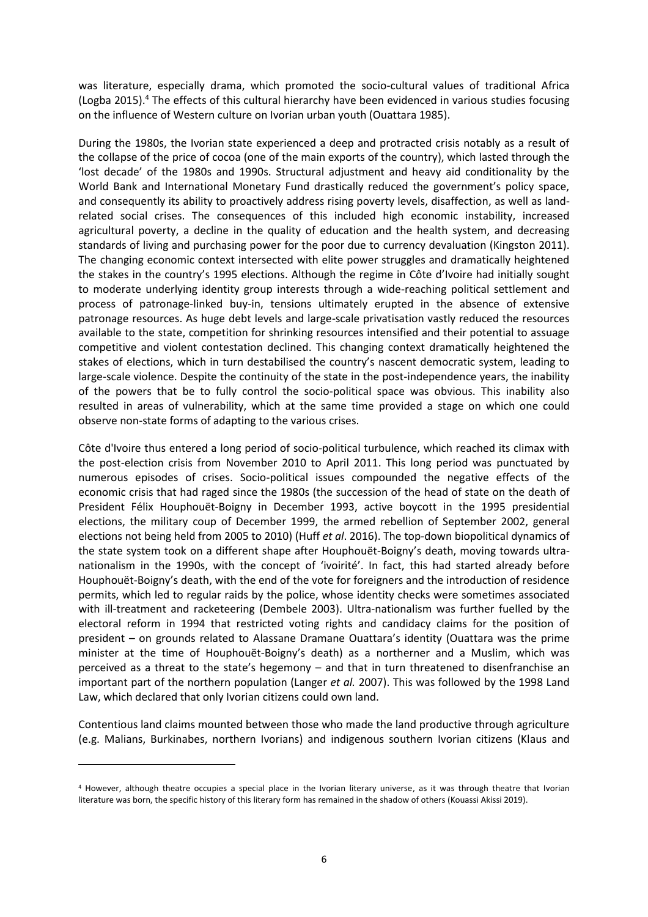was literature, especially drama, which promoted the socio-cultural values of traditional Africa (Logba 2015).[4] The effects of this cultural hierarchy have been evidenced in various studies focusing on the influence of Western culture on Ivorian urban youth (Ouattara 1985).

During the 1980s, the Ivorian state experienced a deep and protracted crisis notably as a result of the collapse of the price of cocoa (one of the main exports of the country), which lasted through the 'lost decade' of the 1980s and 1990s. Structural adjustment and heavy aid conditionality by the World Bank and International Monetary Fund drastically reduced the government's policy space, and consequently its ability to proactively address rising poverty levels, disaffection, as well as land-related social crises. The consequences of this included high economic instability, increased agricultural poverty, a decline in the quality of education and the health system, and decreasing standards of living and purchasing power for the poor due to currency devaluation (Kingston 2011). The changing economic context intersected with elite power struggles and dramatically heightened the stakes in the country's 1995 elections. Although the regime in Côte d'Ivoire had initially sought to moderate underlying identity group interests through a wide-reaching political settlement and process of patronage-linked buy-in, tensions ultimately erupted in the absence of extensive patronage resources. As huge debt levels and large-scale privatisation vastly reduced the resources available to the state, competition for shrinking resources intensified and their potential to assuage competitive and violent contestation declined. This changing context dramatically heightened the stakes of elections, which in turn destabilised the country's nascent democratic system, leading to large-scale violence. Despite the continuity of the state in the post-independence years, the inability of the powers that be to fully control the socio-political space was obvious. This inability also resulted in areas of vulnerability, which at the same time provided a stage on which one could observe non-state forms of adapting to the various crises.

Côte d'Ivoire thus entered a long period of socio-political turbulence, which reached its climax with the post-election crisis from November 2010 to April 2011. This long period was punctuated by numerous episodes of crises. Socio-political issues compounded the negative effects of the economic crisis that had raged since the 1980s (the succession of the head of state on the death of President Félix Houphouët-Boigny in December 1993, active boycott in the 1995 presidential elections, the military coup of December 1999, the armed rebellion of September 2002, general elections not being held from 2005 to 2010) (Huff *et al*. 2016). The top-down biopolitical dynamics of the state system took on a different shape after Houphouët-Boigny's death, moving towards ultra-nationalism in the 1990s, with the concept of 'ivoirité'. In fact, this had started already before Houphouët-Boigny's death, with the end of the vote for foreigners and the introduction of residence permits, which led to regular raids by the police, whose identity checks were sometimes associated with ill-treatment and racketeering (Dembele 2003). Ultra-nationalism was further fuelled by the electoral reform in 1994 that restricted voting rights and candidacy claims for the position of president – on grounds related to Alassane Dramane Ouattara's identity (Ouattara was the prime minister at the time of Houphouët-Boigny's death) as a northerner and a Muslim, which was perceived as a threat to the state's hegemony – and that in turn threatened to disenfranchise an important part of the northern population (Langer *et al.* 2007). This was followed by the 1998 Land Law, which declared that only Ivorian citizens could own land.

Contentious land claims mounted between those who made the land productive through agriculture (e.g. Malians, Burkinabes, northern Ivorians) and indigenous southern Ivorian citizens (Klaus and

---

[4] However, although theatre occupies a special place in the Ivorian literary universe, as it was through theatre that Ivorian literature was born, the specific history of this literary form has remained in the shadow of others (Kouassi Akissi 2019).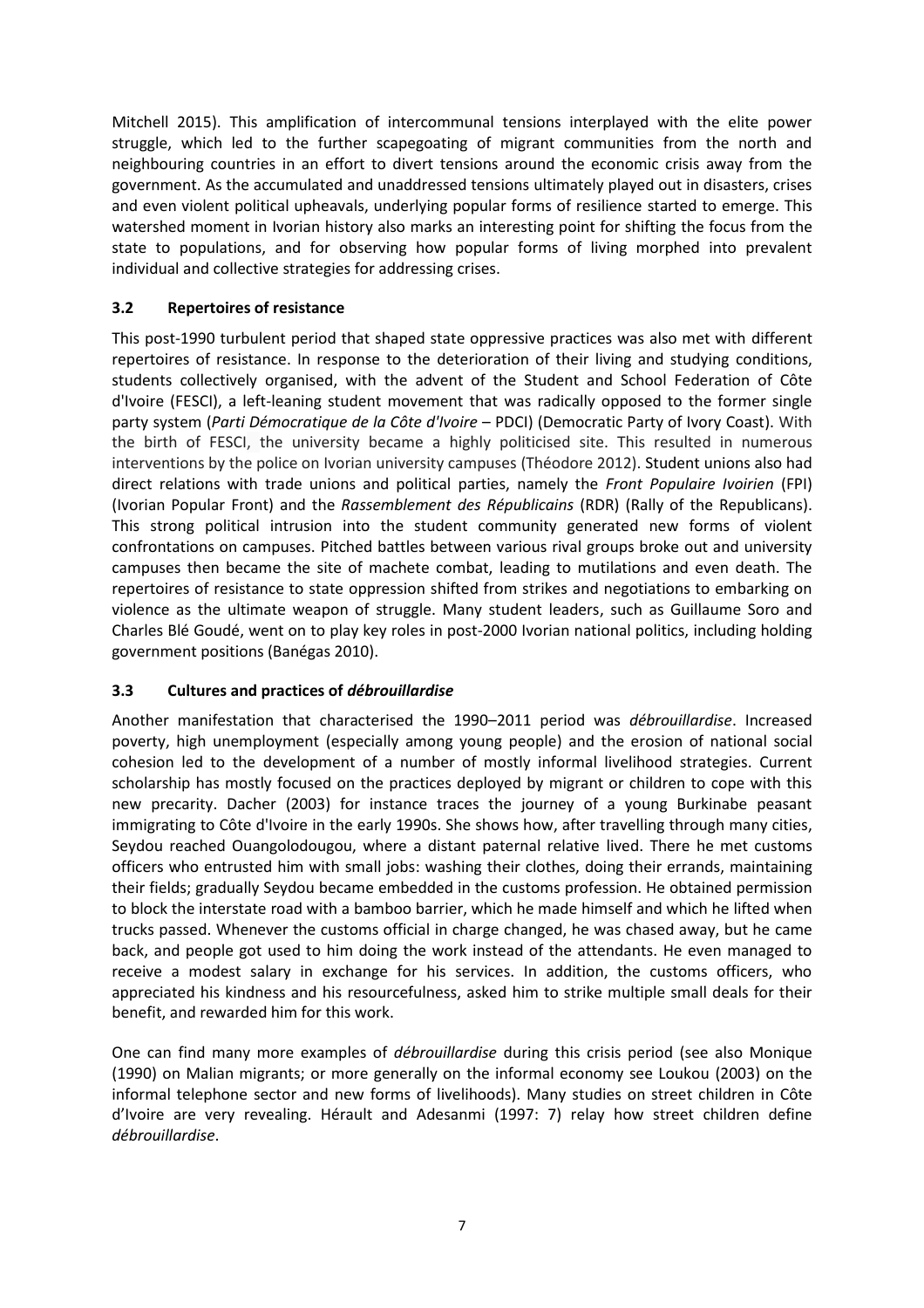Mitchell 2015). This amplification of intercommunal tensions interplayed with the elite power struggle, which led to the further scapegoating of migrant communities from the north and neighbouring countries in an effort to divert tensions around the economic crisis away from the government. As the accumulated and unaddressed tensions ultimately played out in disasters, crises and even violent political upheavals, underlying popular forms of resilience started to emerge. This watershed moment in Ivorian history also marks an interesting point for shifting the focus from the state to populations, and for observing how popular forms of living morphed into prevalent individual and collective strategies for addressing crises.

### 3.2 Repertoires of resistance

This post-1990 turbulent period that shaped state oppressive practices was also met with different repertoires of resistance. In response to the deterioration of their living and studying conditions, students collectively organised, with the advent of the Student and School Federation of Côte d'Ivoire (FESCI), a left-leaning student movement that was radically opposed to the former single party system (*Parti Démocratique de la Côte d'Ivoire* – PDCI) (Democratic Party of Ivory Coast). With the birth of FESCI, the university became a highly politicised site. This resulted in numerous interventions by the police on Ivorian university campuses (Théodore 2012). Student unions also had direct relations with trade unions and political parties, namely the *Front Populaire Ivoirien* (FPI) (Ivorian Popular Front) and the *Rassemblement des Républicains* (RDR) (Rally of the Republicans). This strong political intrusion into the student community generated new forms of violent confrontations on campuses. Pitched battles between various rival groups broke out and university campuses then became the site of machete combat, leading to mutilations and even death. The repertoires of resistance to state oppression shifted from strikes and negotiations to embarking on violence as the ultimate weapon of struggle. Many student leaders, such as Guillaume Soro and Charles Blé Goudé, went on to play key roles in post-2000 Ivorian national politics, including holding government positions (Banégas 2010).

### 3.3 Cultures and practices of *débrouillardise*

Another manifestation that characterised the 1990–2011 period was *débrouillardise*. Increased poverty, high unemployment (especially among young people) and the erosion of national social cohesion led to the development of a number of mostly informal livelihood strategies. Current scholarship has mostly focused on the practices deployed by migrant or children to cope with this new precarity. Dacher (2003) for instance traces the journey of a young Burkinabe peasant immigrating to Côte d'Ivoire in the early 1990s. She shows how, after travelling through many cities, Seydou reached Ouangolodougou, where a distant paternal relative lived. There he met customs officers who entrusted him with small jobs: washing their clothes, doing their errands, maintaining their fields; gradually Seydou became embedded in the customs profession. He obtained permission to block the interstate road with a bamboo barrier, which he made himself and which he lifted when trucks passed. Whenever the customs official in charge changed, he was chased away, but he came back, and people got used to him doing the work instead of the attendants. He even managed to receive a modest salary in exchange for his services. In addition, the customs officers, who appreciated his kindness and his resourcefulness, asked him to strike multiple small deals for their benefit, and rewarded him for this work.

One can find many more examples of *débrouillardise* during this crisis period (see also Monique (1990) on Malian migrants; or more generally on the informal economy see Loukou (2003) on the informal telephone sector and new forms of livelihoods). Many studies on street children in Côte d'Ivoire are very revealing. Hérault and Adesanmi (1997: 7) relay how street children define *débrouillardise*.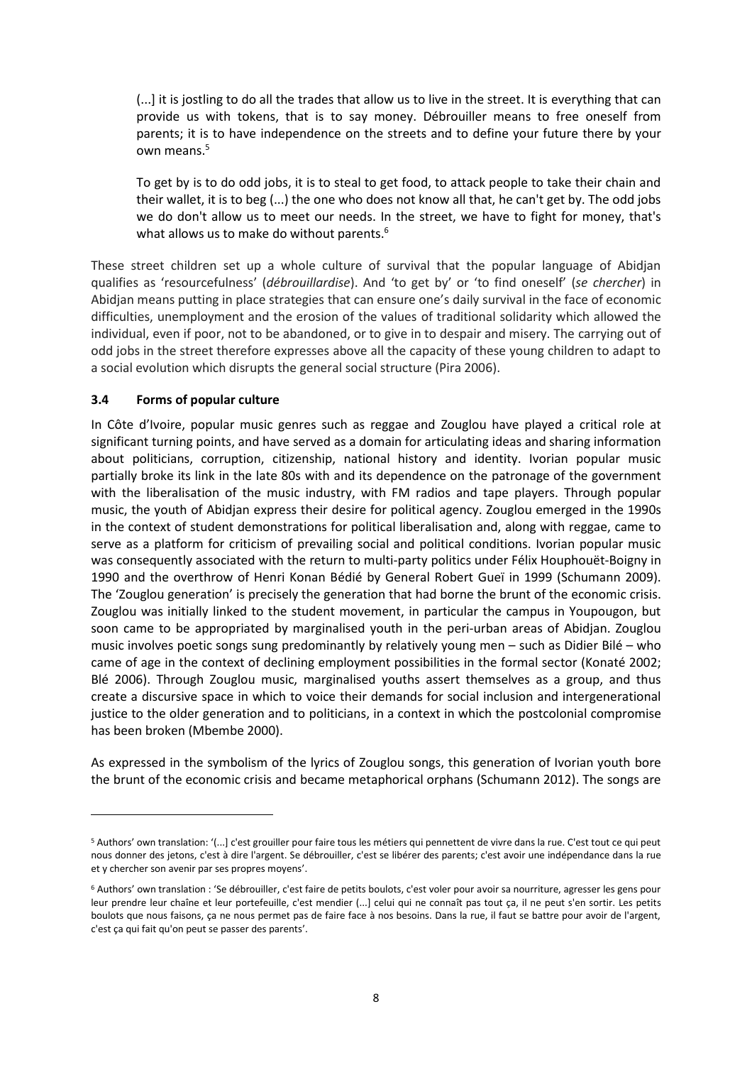> (...] it is jostling to do all the trades that allow us to live in the street. It is everything that can provide us with tokens, that is to say money. Débrouiller means to free oneself from parents; it is to have independence on the streets and to define your future there by your own means.[5]
>
> To get by is to do odd jobs, it is to steal to get food, to attack people to take their chain and their wallet, it is to beg (...) the one who does not know all that, he can't get by. The odd jobs we do don't allow us to meet our needs. In the street, we have to fight for money, that's what allows us to make do without parents.[6]

These street children set up a whole culture of survival that the popular language of Abidjan qualifies as 'resourcefulness' (*débrouillardise*). And 'to get by' or 'to find oneself' (*se chercher*) in Abidjan means putting in place strategies that can ensure one's daily survival in the face of economic difficulties, unemployment and the erosion of the values of traditional solidarity which allowed the individual, even if poor, not to be abandoned, or to give in to despair and misery. The carrying out of odd jobs in the street therefore expresses above all the capacity of these young children to adapt to a social evolution which disrupts the general social structure (Pira 2006).

### 3.4 Forms of popular culture

In Côte d'Ivoire, popular music genres such as reggae and Zouglou have played a critical role at significant turning points, and have served as a domain for articulating ideas and sharing information about politicians, corruption, citizenship, national history and identity. Ivorian popular music partially broke its link in the late 80s with and its dependence on the patronage of the government with the liberalisation of the music industry, with FM radios and tape players. Through popular music, the youth of Abidjan express their desire for political agency. Zouglou emerged in the 1990s in the context of student demonstrations for political liberalisation and, along with reggae, came to serve as a platform for criticism of prevailing social and political conditions. Ivorian popular music was consequently associated with the return to multi-party politics under Félix Houphouët-Boigny in 1990 and the overthrow of Henri Konan Bédié by General Robert Gueï in 1999 (Schumann 2009). The 'Zouglou generation' is precisely the generation that had borne the brunt of the economic crisis. Zouglou was initially linked to the student movement, in particular the campus in Youpougon, but soon came to be appropriated by marginalised youth in the peri-urban areas of Abidjan. Zouglou music involves poetic songs sung predominantly by relatively young men – such as Didier Bilé – who came of age in the context of declining employment possibilities in the formal sector (Konaté 2002; Blé 2006). Through Zouglou music, marginalised youths assert themselves as a group, and thus create a discursive space in which to voice their demands for social inclusion and intergenerational justice to the older generation and to politicians, in a context in which the postcolonial compromise has been broken (Mbembe 2000).

As expressed in the symbolism of the lyrics of Zouglou songs, this generation of Ivorian youth bore the brunt of the economic crisis and became metaphorical orphans (Schumann 2012). The songs are

---

[5] Authors' own translation: '(...] c'est grouiller pour faire tous les métiers qui pennettent de vivre dans la rue. C'est tout ce qui peut nous donner des jetons, c'est à dire l'argent. Se débrouiller, c'est se libérer des parents; c'est avoir une indépendance dans la rue et y chercher son avenir par ses propres moyens'.

[6] Authors' own translation : 'Se débrouiller, c'est faire de petits boulots, c'est voler pour avoir sa nourriture, agresser les gens pour leur prendre leur chaîne et leur portefeuille, c'est mendier (...] celui qui ne connaît pas tout ça, il ne peut s'en sortir. Les petits boulots que nous faisons, ça ne nous permet pas de faire face à nos besoins. Dans la rue, il faut se battre pour avoir de l'argent, c'est ça qui fait qu'on peut se passer des parents'.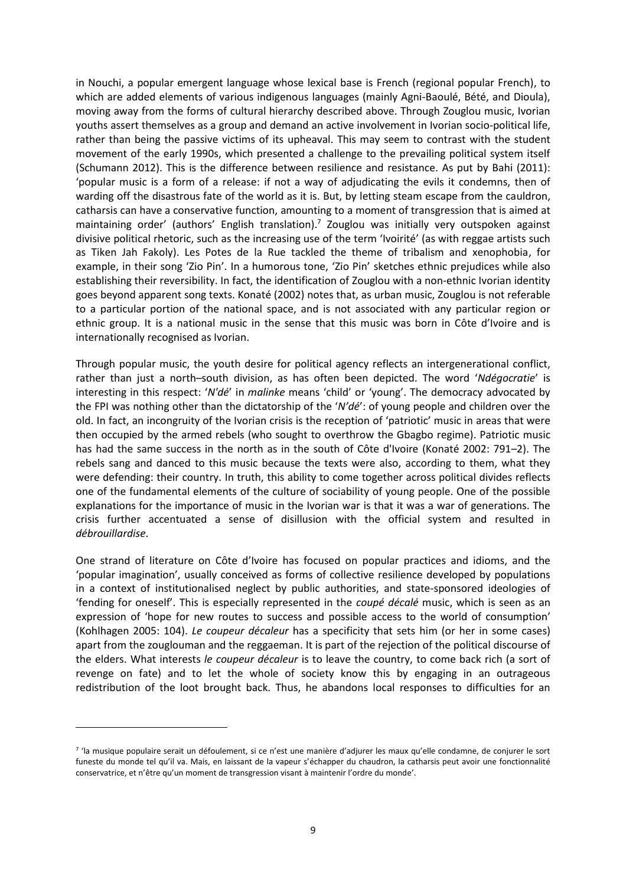in Nouchi, a popular emergent language whose lexical base is French (regional popular French), to which are added elements of various indigenous languages (mainly Agni-Baoulé, Bété, and Dioula), moving away from the forms of cultural hierarchy described above. Through Zouglou music, Ivorian youths assert themselves as a group and demand an active involvement in Ivorian socio-political life, rather than being the passive victims of its upheaval. This may seem to contrast with the student movement of the early 1990s, which presented a challenge to the prevailing political system itself (Schumann 2012). This is the difference between resilience and resistance. As put by Bahi (2011): 'popular music is a form of a release: if not a way of adjudicating the evils it condemns, then of warding off the disastrous fate of the world as it is. But, by letting steam escape from the cauldron, catharsis can have a conservative function, amounting to a moment of transgression that is aimed at maintaining order' (authors' English translation).[7] Zouglou was initially very outspoken against divisive political rhetoric, such as the increasing use of the term 'Ivoirité' (as with reggae artists such as Tiken Jah Fakoly). Les Potes de la Rue tackled the theme of tribalism and xenophobia, for example, in their song 'Zio Pin'. In a humorous tone, 'Zio Pin' sketches ethnic prejudices while also establishing their reversibility. In fact, the identification of Zouglou with a non-ethnic Ivorian identity goes beyond apparent song texts. Konaté (2002) notes that, as urban music, Zouglou is not referable to a particular portion of the national space, and is not associated with any particular region or ethnic group. It is a national music in the sense that this music was born in Côte d'Ivoire and is internationally recognised as Ivorian.

Through popular music, the youth desire for political agency reflects an intergenerational conflict, rather than just a north–south division, as has often been depicted. The word '*Ndégocratie*' is interesting in this respect: '*N'dé*' in *malinke* means 'child' or 'young'. The democracy advocated by the FPI was nothing other than the dictatorship of the '*N'dé*': of young people and children over the old. In fact, an incongruity of the Ivorian crisis is the reception of 'patriotic' music in areas that were then occupied by the armed rebels (who sought to overthrow the Gbagbo regime). Patriotic music has had the same success in the north as in the south of Côte d'Ivoire (Konaté 2002: 791–2). The rebels sang and danced to this music because the texts were also, according to them, what they were defending: their country. In truth, this ability to come together across political divides reflects one of the fundamental elements of the culture of sociability of young people. One of the possible explanations for the importance of music in the Ivorian war is that it was a war of generations. The crisis further accentuated a sense of disillusion with the official system and resulted in *débrouillardise*.

One strand of literature on Côte d'Ivoire has focused on popular practices and idioms, and the 'popular imagination', usually conceived as forms of collective resilience developed by populations in a context of institutionalised neglect by public authorities, and state-sponsored ideologies of 'fending for oneself'. This is especially represented in the *coupé décalé* music, which is seen as an expression of 'hope for new routes to success and possible access to the world of consumption' (Kohlhagen 2005: 104). *Le coupeur décaleur* has a specificity that sets him (or her in some cases) apart from the zouglouman and the reggaeman. It is part of the rejection of the political discourse of the elders. What interests *le coupeur décaleur* is to leave the country, to come back rich (a sort of revenge on fate) and to let the whole of society know this by engaging in an outrageous redistribution of the loot brought back. Thus, he abandons local responses to difficulties for an

[7] 'la musique populaire serait un défoulement, si ce n'est une manière d'adjurer les maux qu'elle condamne, de conjurer le sort funeste du monde tel qu'il va. Mais, en laissant de la vapeur s'échapper du chaudron, la catharsis peut avoir une fonctionnalité conservatrice, et n'être qu'un moment de transgression visant à maintenir l'ordre du monde'.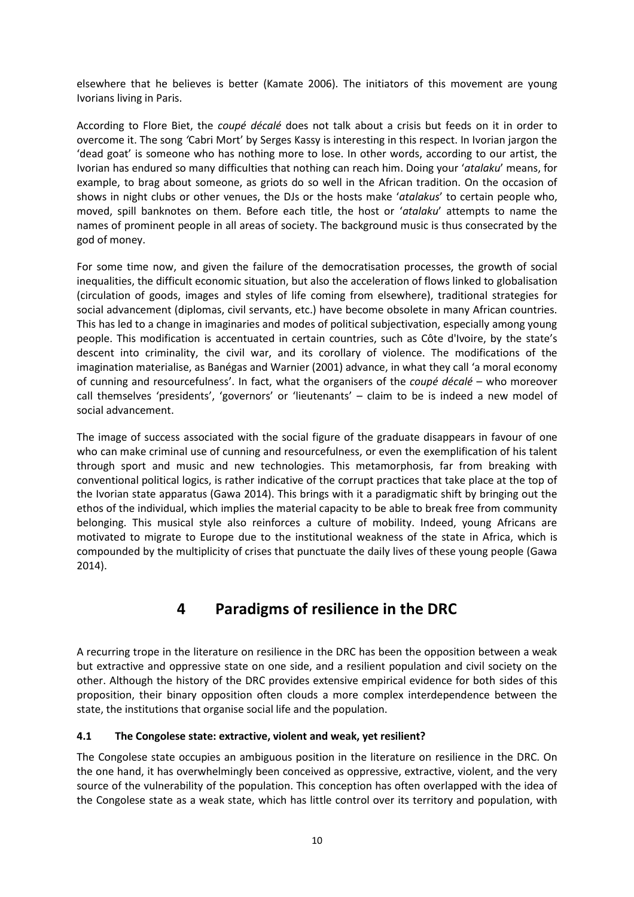elsewhere that he believes is better (Kamate 2006). The initiators of this movement are young Ivorians living in Paris.

According to Flore Biet, the *coupé décalé* does not talk about a crisis but feeds on it in order to overcome it. The song 'Cabri Mort' by Serges Kassy is interesting in this respect. In Ivorian jargon the 'dead goat' is someone who has nothing more to lose. In other words, according to our artist, the Ivorian has endured so many difficulties that nothing can reach him. Doing your '*atalaku*' means, for example, to brag about someone, as griots do so well in the African tradition. On the occasion of shows in night clubs or other venues, the DJs or the hosts make '*atalakus*' to certain people who, moved, spill banknotes on them. Before each title, the host or '*atalaku*' attempts to name the names of prominent people in all areas of society. The background music is thus consecrated by the god of money.

For some time now, and given the failure of the democratisation processes, the growth of social inequalities, the difficult economic situation, but also the acceleration of flows linked to globalisation (circulation of goods, images and styles of life coming from elsewhere), traditional strategies for social advancement (diplomas, civil servants, etc.) have become obsolete in many African countries. This has led to a change in imaginaries and modes of political subjectivation, especially among young people. This modification is accentuated in certain countries, such as Côte d'Ivoire, by the state's descent into criminality, the civil war, and its corollary of violence. The modifications of the imagination materialise, as Banégas and Warnier (2001) advance, in what they call 'a moral economy of cunning and resourcefulness'. In fact, what the organisers of the *coupé décalé* – who moreover call themselves 'presidents', 'governors' or 'lieutenants' – claim to be is indeed a new model of social advancement.

The image of success associated with the social figure of the graduate disappears in favour of one who can make criminal use of cunning and resourcefulness, or even the exemplification of his talent through sport and music and new technologies. This metamorphosis, far from breaking with conventional political logics, is rather indicative of the corrupt practices that take place at the top of the Ivorian state apparatus (Gawa 2014). This brings with it a paradigmatic shift by bringing out the ethos of the individual, which implies the material capacity to be able to break free from community belonging. This musical style also reinforces a culture of mobility. Indeed, young Africans are motivated to migrate to Europe due to the institutional weakness of the state in Africa, which is compounded by the multiplicity of crises that punctuate the daily lives of these young people (Gawa 2014).

# 4 Paradigms of resilience in the DRC

A recurring trope in the literature on resilience in the DRC has been the opposition between a weak but extractive and oppressive state on one side, and a resilient population and civil society on the other. Although the history of the DRC provides extensive empirical evidence for both sides of this proposition, their binary opposition often clouds a more complex interdependence between the state, the institutions that organise social life and the population.

### 4.1 The Congolese state: extractive, violent and weak, yet resilient?

The Congolese state occupies an ambiguous position in the literature on resilience in the DRC. On the one hand, it has overwhelmingly been conceived as oppressive, extractive, violent, and the very source of the vulnerability of the population. This conception has often overlapped with the idea of the Congolese state as a weak state, which has little control over its territory and population, with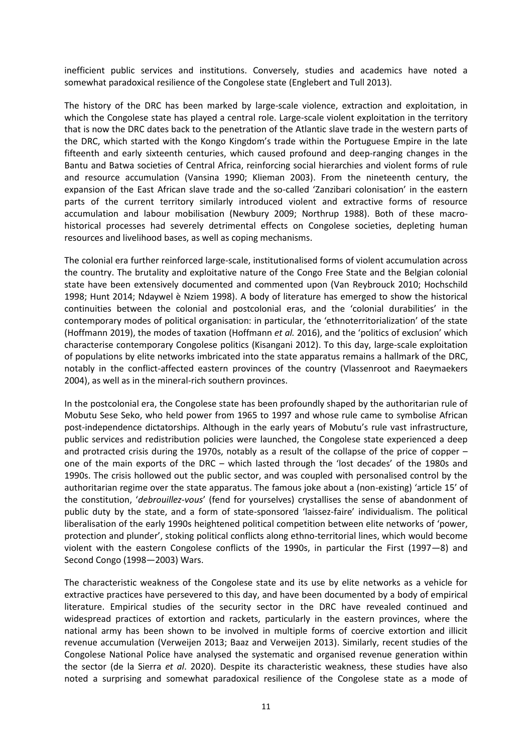inefficient public services and institutions. Conversely, studies and academics have noted a somewhat paradoxical resilience of the Congolese state (Englebert and Tull 2013).

The history of the DRC has been marked by large-scale violence, extraction and exploitation, in which the Congolese state has played a central role. Large-scale violent exploitation in the territory that is now the DRC dates back to the penetration of the Atlantic slave trade in the western parts of the DRC, which started with the Kongo Kingdom's trade within the Portuguese Empire in the late fifteenth and early sixteenth centuries, which caused profound and deep-ranging changes in the Bantu and Batwa societies of Central Africa, reinforcing social hierarchies and violent forms of rule and resource accumulation (Vansina 1990; Klieman 2003). From the nineteenth century, the expansion of the East African slave trade and the so-called 'Zanzibari colonisation' in the eastern parts of the current territory similarly introduced violent and extractive forms of resource accumulation and labour mobilisation (Newbury 2009; Northrup 1988). Both of these macro-historical processes had severely detrimental effects on Congolese societies, depleting human resources and livelihood bases, as well as coping mechanisms.

The colonial era further reinforced large-scale, institutionalised forms of violent accumulation across the country. The brutality and exploitative nature of the Congo Free State and the Belgian colonial state have been extensively documented and commented upon (Van Reybrouck 2010; Hochschild 1998; Hunt 2014; Ndaywel è Nziem 1998). A body of literature has emerged to show the historical continuities between the colonial and postcolonial eras, and the 'colonial durabilities' in the contemporary modes of political organisation: in particular, the 'ethnoterritorialization' of the state (Hoffmann 2019), the modes of taxation (Hoffmann *et al.* 2016), and the 'politics of exclusion' which characterise contemporary Congolese politics (Kisangani 2012). To this day, large-scale exploitation of populations by elite networks imbricated into the state apparatus remains a hallmark of the DRC, notably in the conflict-affected eastern provinces of the country (Vlassenroot and Raeymaekers 2004), as well as in the mineral-rich southern provinces.

In the postcolonial era, the Congolese state has been profoundly shaped by the authoritarian rule of Mobutu Sese Seko, who held power from 1965 to 1997 and whose rule came to symbolise African post-independence dictatorships. Although in the early years of Mobutu's rule vast infrastructure, public services and redistribution policies were launched, the Congolese state experienced a deep and protracted crisis during the 1970s, notably as a result of the collapse of the price of copper – one of the main exports of the DRC – which lasted through the 'lost decades' of the 1980s and 1990s. The crisis hollowed out the public sector, and was coupled with personalised control by the authoritarian regime over the state apparatus. The famous joke about a (non-existing) 'article 15' of the constitution, '*debrouillez-vous*' (fend for yourselves) crystallises the sense of abandonment of public duty by the state, and a form of state-sponsored 'laissez-faire' individualism. The political liberalisation of the early 1990s heightened political competition between elite networks of 'power, protection and plunder', stoking political conflicts along ethno-territorial lines, which would become violent with the eastern Congolese conflicts of the 1990s, in particular the First (1997—8) and Second Congo (1998—2003) Wars.

The characteristic weakness of the Congolese state and its use by elite networks as a vehicle for extractive practices have persevered to this day, and have been documented by a body of empirical literature. Empirical studies of the security sector in the DRC have revealed continued and widespread practices of extortion and rackets, particularly in the eastern provinces, where the national army has been shown to be involved in multiple forms of coercive extortion and illicit revenue accumulation (Verweijen 2013; Baaz and Verweijen 2013). Similarly, recent studies of the Congolese National Police have analysed the systematic and organised revenue generation within the sector (de la Sierra *et al*. 2020). Despite its characteristic weakness, these studies have also noted a surprising and somewhat paradoxical resilience of the Congolese state as a mode of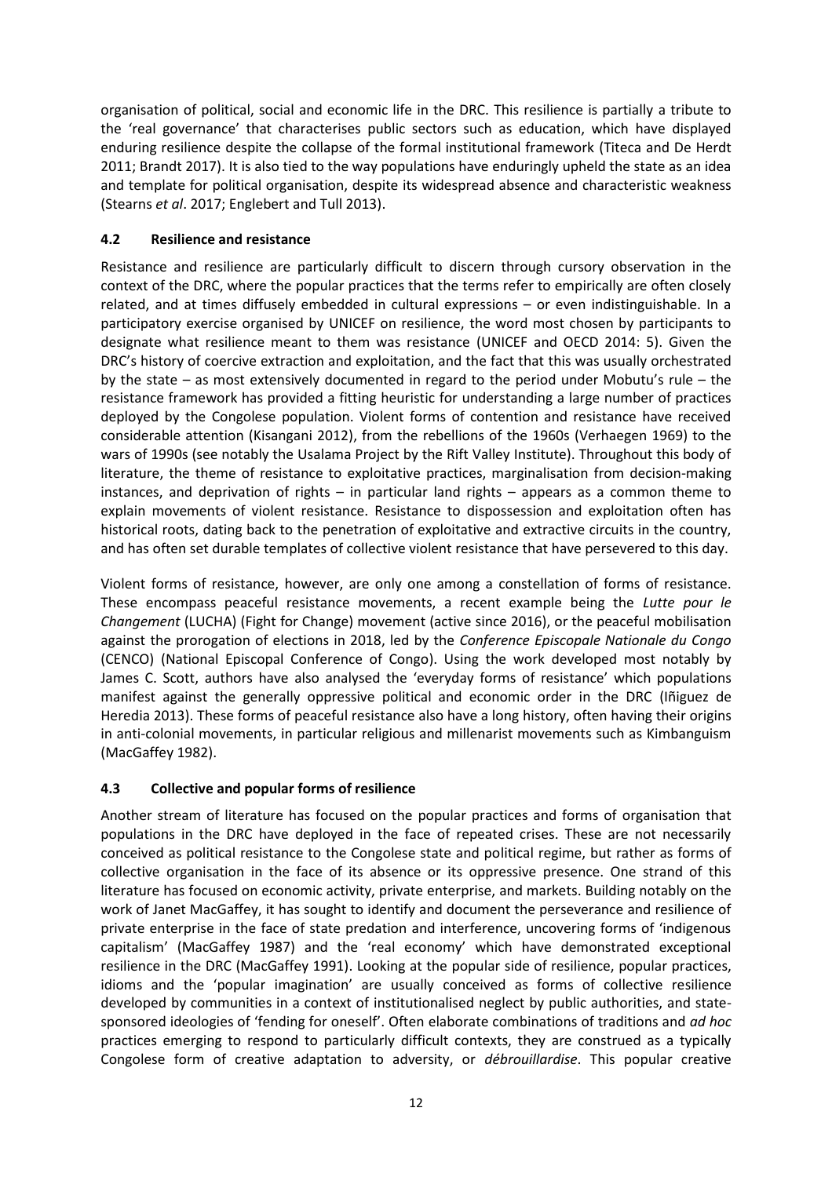organisation of political, social and economic life in the DRC. This resilience is partially a tribute to the 'real governance' that characterises public sectors such as education, which have displayed enduring resilience despite the collapse of the formal institutional framework (Titeca and De Herdt 2011; Brandt 2017). It is also tied to the way populations have enduringly upheld the state as an idea and template for political organisation, despite its widespread absence and characteristic weakness (Stearns *et al*. 2017; Englebert and Tull 2013).

### 4.2 Resilience and resistance

Resistance and resilience are particularly difficult to discern through cursory observation in the context of the DRC, where the popular practices that the terms refer to empirically are often closely related, and at times diffusely embedded in cultural expressions – or even indistinguishable. In a participatory exercise organised by UNICEF on resilience, the word most chosen by participants to designate what resilience meant to them was resistance (UNICEF and OECD 2014: 5). Given the DRC's history of coercive extraction and exploitation, and the fact that this was usually orchestrated by the state – as most extensively documented in regard to the period under Mobutu's rule – the resistance framework has provided a fitting heuristic for understanding a large number of practices deployed by the Congolese population. Violent forms of contention and resistance have received considerable attention (Kisangani 2012), from the rebellions of the 1960s (Verhaegen 1969) to the wars of 1990s (see notably the Usalama Project by the Rift Valley Institute). Throughout this body of literature, the theme of resistance to exploitative practices, marginalisation from decision-making instances, and deprivation of rights – in particular land rights – appears as a common theme to explain movements of violent resistance. Resistance to dispossession and exploitation often has historical roots, dating back to the penetration of exploitative and extractive circuits in the country, and has often set durable templates of collective violent resistance that have persevered to this day.

Violent forms of resistance, however, are only one among a constellation of forms of resistance. These encompass peaceful resistance movements, a recent example being the *Lutte pour le Changement* (LUCHA) (Fight for Change) movement (active since 2016), or the peaceful mobilisation against the prorogation of elections in 2018, led by the *Conference Episcopale Nationale du Congo* (CENCO) (National Episcopal Conference of Congo). Using the work developed most notably by James C. Scott, authors have also analysed the 'everyday forms of resistance' which populations manifest against the generally oppressive political and economic order in the DRC (Iñiguez de Heredia 2013). These forms of peaceful resistance also have a long history, often having their origins in anti-colonial movements, in particular religious and millenarist movements such as Kimbanguism (MacGaffey 1982).

### 4.3 Collective and popular forms of resilience

Another stream of literature has focused on the popular practices and forms of organisation that populations in the DRC have deployed in the face of repeated crises. These are not necessarily conceived as political resistance to the Congolese state and political regime, but rather as forms of collective organisation in the face of its absence or its oppressive presence. One strand of this literature has focused on economic activity, private enterprise, and markets. Building notably on the work of Janet MacGaffey, it has sought to identify and document the perseverance and resilience of private enterprise in the face of state predation and interference, uncovering forms of 'indigenous capitalism' (MacGaffey 1987) and the 'real economy' which have demonstrated exceptional resilience in the DRC (MacGaffey 1991). Looking at the popular side of resilience, popular practices, idioms and the 'popular imagination' are usually conceived as forms of collective resilience developed by communities in a context of institutionalised neglect by public authorities, and state-sponsored ideologies of 'fending for oneself'. Often elaborate combinations of traditions and *ad hoc* practices emerging to respond to particularly difficult contexts, they are construed as a typically Congolese form of creative adaptation to adversity, or *débrouillardise*. This popular creative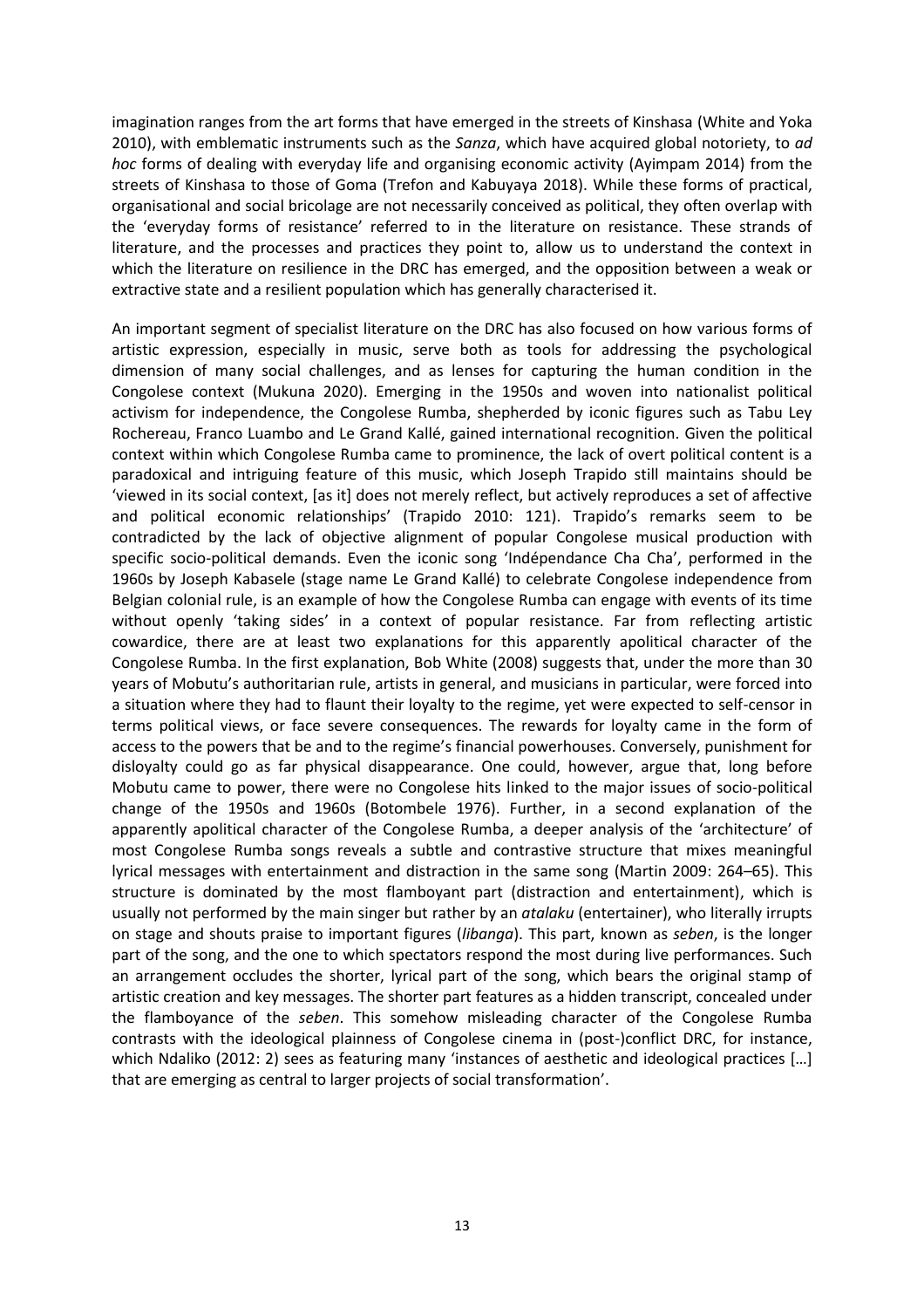imagination ranges from the art forms that have emerged in the streets of Kinshasa (White and Yoka 2010), with emblematic instruments such as the *Sanza*, which have acquired global notoriety, to *ad hoc* forms of dealing with everyday life and organising economic activity (Ayimpam 2014) from the streets of Kinshasa to those of Goma (Trefon and Kabuyaya 2018). While these forms of practical, organisational and social bricolage are not necessarily conceived as political, they often overlap with the 'everyday forms of resistance' referred to in the literature on resistance. These strands of literature, and the processes and practices they point to, allow us to understand the context in which the literature on resilience in the DRC has emerged, and the opposition between a weak or extractive state and a resilient population which has generally characterised it.

An important segment of specialist literature on the DRC has also focused on how various forms of artistic expression, especially in music, serve both as tools for addressing the psychological dimension of many social challenges, and as lenses for capturing the human condition in the Congolese context (Mukuna 2020). Emerging in the 1950s and woven into nationalist political activism for independence, the Congolese Rumba, shepherded by iconic figures such as Tabu Ley Rochereau, Franco Luambo and Le Grand Kallé, gained international recognition. Given the political context within which Congolese Rumba came to prominence, the lack of overt political content is a paradoxical and intriguing feature of this music, which Joseph Trapido still maintains should be 'viewed in its social context, [as it] does not merely reflect, but actively reproduces a set of affective and political economic relationships' (Trapido 2010: 121). Trapido's remarks seem to be contradicted by the lack of objective alignment of popular Congolese musical production with specific socio-political demands. Even the iconic song 'Indépendance Cha Cha', performed in the 1960s by Joseph Kabasele (stage name Le Grand Kallé) to celebrate Congolese independence from Belgian colonial rule, is an example of how the Congolese Rumba can engage with events of its time without openly 'taking sides' in a context of popular resistance. Far from reflecting artistic cowardice, there are at least two explanations for this apparently apolitical character of the Congolese Rumba. In the first explanation, Bob White (2008) suggests that, under the more than 30 years of Mobutu's authoritarian rule, artists in general, and musicians in particular, were forced into a situation where they had to flaunt their loyalty to the regime, yet were expected to self-censor in terms political views, or face severe consequences. The rewards for loyalty came in the form of access to the powers that be and to the regime's financial powerhouses. Conversely, punishment for disloyalty could go as far physical disappearance. One could, however, argue that, long before Mobutu came to power, there were no Congolese hits linked to the major issues of socio-political change of the 1950s and 1960s (Botombele 1976). Further, in a second explanation of the apparently apolitical character of the Congolese Rumba, a deeper analysis of the 'architecture' of most Congolese Rumba songs reveals a subtle and contrastive structure that mixes meaningful lyrical messages with entertainment and distraction in the same song (Martin 2009: 264–65). This structure is dominated by the most flamboyant part (distraction and entertainment), which is usually not performed by the main singer but rather by an *atalaku* (entertainer), who literally irrupts on stage and shouts praise to important figures (*libanga*). This part, known as *seben*, is the longer part of the song, and the one to which spectators respond the most during live performances. Such an arrangement occludes the shorter, lyrical part of the song, which bears the original stamp of artistic creation and key messages. The shorter part features as a hidden transcript, concealed under the flamboyance of the *seben*. This somehow misleading character of the Congolese Rumba contrasts with the ideological plainness of Congolese cinema in (post-)conflict DRC, for instance, which Ndaliko (2012: 2) sees as featuring many 'instances of aesthetic and ideological practices […] that are emerging as central to larger projects of social transformation'.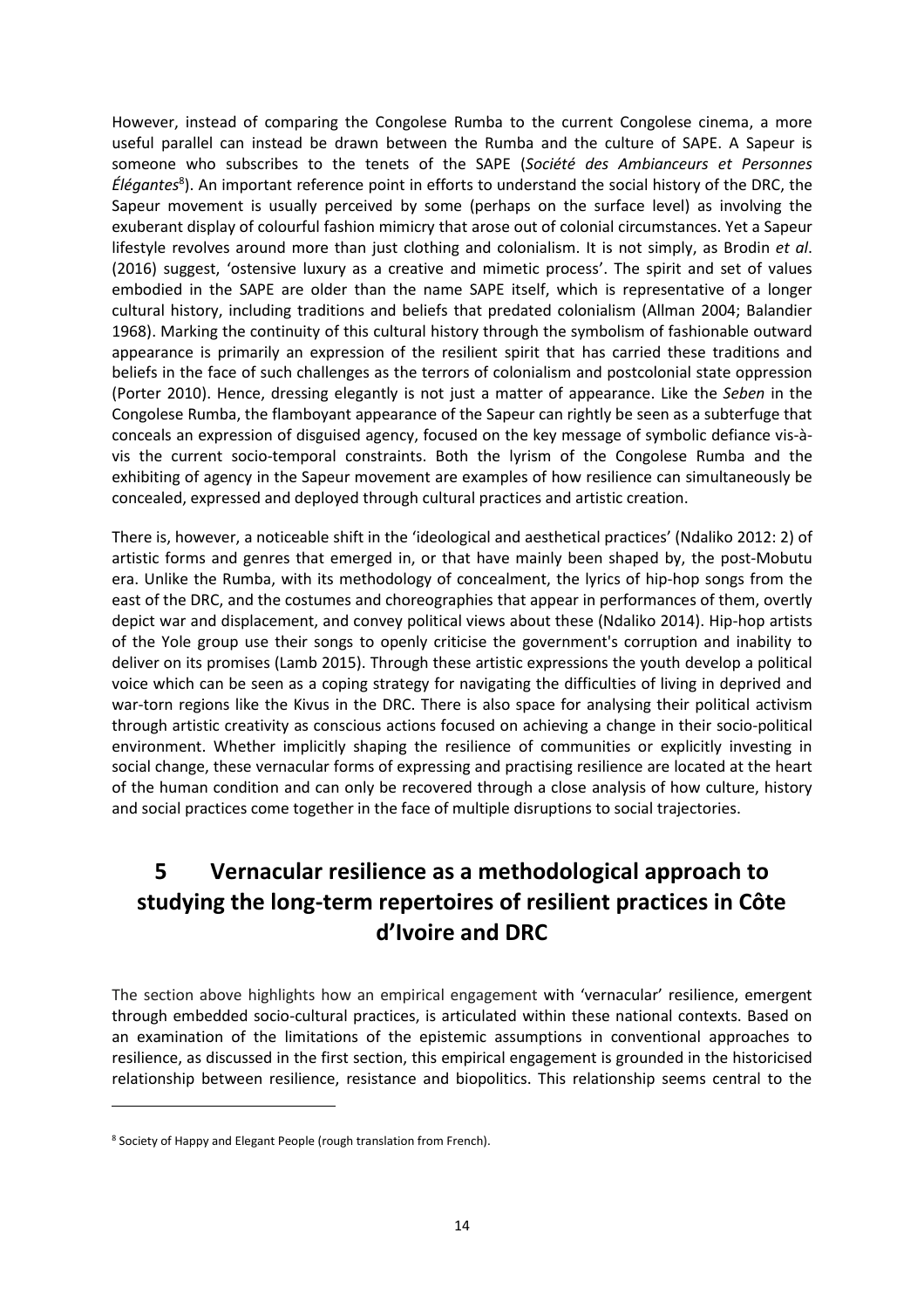However, instead of comparing the Congolese Rumba to the current Congolese cinema, a more useful parallel can instead be drawn between the Rumba and the culture of SAPE. A Sapeur is someone who subscribes to the tenets of the SAPE (*Société des Ambianceurs et Personnes Élégantes*[8]). An important reference point in efforts to understand the social history of the DRC, the Sapeur movement is usually perceived by some (perhaps on the surface level) as involving the exuberant display of colourful fashion mimicry that arose out of colonial circumstances. Yet a Sapeur lifestyle revolves around more than just clothing and colonialism. It is not simply, as Brodin *et al*. (2016) suggest, 'ostensive luxury as a creative and mimetic process'. The spirit and set of values embodied in the SAPE are older than the name SAPE itself, which is representative of a longer cultural history, including traditions and beliefs that predated colonialism (Allman 2004; Balandier 1968). Marking the continuity of this cultural history through the symbolism of fashionable outward appearance is primarily an expression of the resilient spirit that has carried these traditions and beliefs in the face of such challenges as the terrors of colonialism and postcolonial state oppression (Porter 2010). Hence, dressing elegantly is not just a matter of appearance. Like the *Seben* in the Congolese Rumba, the flamboyant appearance of the Sapeur can rightly be seen as a subterfuge that conceals an expression of disguised agency, focused on the key message of symbolic defiance vis-à-vis the current socio-temporal constraints. Both the lyrism of the Congolese Rumba and the exhibiting of agency in the Sapeur movement are examples of how resilience can simultaneously be concealed, expressed and deployed through cultural practices and artistic creation.

There is, however, a noticeable shift in the 'ideological and aesthetical practices' (Ndaliko 2012: 2) of artistic forms and genres that emerged in, or that have mainly been shaped by, the post-Mobutu era. Unlike the Rumba, with its methodology of concealment, the lyrics of hip-hop songs from the east of the DRC, and the costumes and choreographies that appear in performances of them, overtly depict war and displacement, and convey political views about these (Ndaliko 2014). Hip-hop artists of the Yole group use their songs to openly criticise the government's corruption and inability to deliver on its promises (Lamb 2015). Through these artistic expressions the youth develop a political voice which can be seen as a coping strategy for navigating the difficulties of living in deprived and war-torn regions like the Kivus in the DRC. There is also space for analysing their political activism through artistic creativity as conscious actions focused on achieving a change in their socio-political environment. Whether implicitly shaping the resilience of communities or explicitly investing in social change, these vernacular forms of expressing and practising resilience are located at the heart of the human condition and can only be recovered through a close analysis of how culture, history and social practices come together in the face of multiple disruptions to social trajectories.

# 5 Vernacular resilience as a methodological approach to studying the long-term repertoires of resilient practices in Côte d'Ivoire and DRC

The section above highlights how an empirical engagement with 'vernacular' resilience, emergent through embedded socio-cultural practices, is articulated within these national contexts. Based on an examination of the limitations of the epistemic assumptions in conventional approaches to resilience, as discussed in the first section, this empirical engagement is grounded in the historicised relationship between resilience, resistance and biopolitics. This relationship seems central to the

[8] Society of Happy and Elegant People (rough translation from French).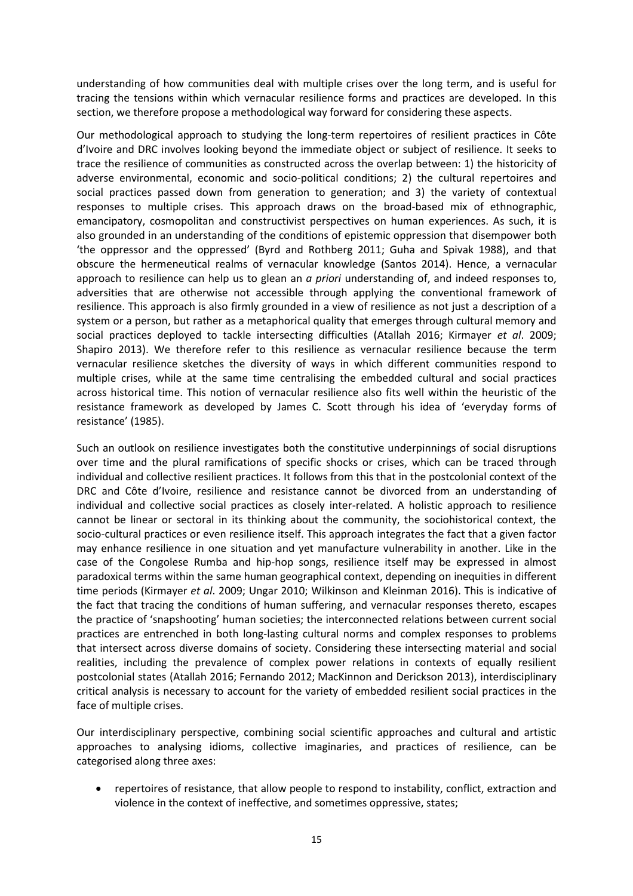understanding of how communities deal with multiple crises over the long term, and is useful for tracing the tensions within which vernacular resilience forms and practices are developed. In this section, we therefore propose a methodological way forward for considering these aspects.

Our methodological approach to studying the long-term repertoires of resilient practices in Côte d'Ivoire and DRC involves looking beyond the immediate object or subject of resilience. It seeks to trace the resilience of communities as constructed across the overlap between: 1) the historicity of adverse environmental, economic and socio-political conditions; 2) the cultural repertoires and social practices passed down from generation to generation; and 3) the variety of contextual responses to multiple crises. This approach draws on the broad-based mix of ethnographic, emancipatory, cosmopolitan and constructivist perspectives on human experiences. As such, it is also grounded in an understanding of the conditions of epistemic oppression that disempower both 'the oppressor and the oppressed' (Byrd and Rothberg 2011; Guha and Spivak 1988), and that obscure the hermeneutical realms of vernacular knowledge (Santos 2014). Hence, a vernacular approach to resilience can help us to glean an *a priori* understanding of, and indeed responses to, adversities that are otherwise not accessible through applying the conventional framework of resilience. This approach is also firmly grounded in a view of resilience as not just a description of a system or a person, but rather as a metaphorical quality that emerges through cultural memory and social practices deployed to tackle intersecting difficulties (Atallah 2016; Kirmayer *et al*. 2009; Shapiro 2013). We therefore refer to this resilience as vernacular resilience because the term vernacular resilience sketches the diversity of ways in which different communities respond to multiple crises, while at the same time centralising the embedded cultural and social practices across historical time. This notion of vernacular resilience also fits well within the heuristic of the resistance framework as developed by James C. Scott through his idea of 'everyday forms of resistance' (1985).

Such an outlook on resilience investigates both the constitutive underpinnings of social disruptions over time and the plural ramifications of specific shocks or crises, which can be traced through individual and collective resilient practices. It follows from this that in the postcolonial context of the DRC and Côte d'Ivoire, resilience and resistance cannot be divorced from an understanding of individual and collective social practices as closely inter-related. A holistic approach to resilience cannot be linear or sectoral in its thinking about the community, the sociohistorical context, the socio-cultural practices or even resilience itself. This approach integrates the fact that a given factor may enhance resilience in one situation and yet manufacture vulnerability in another. Like in the case of the Congolese Rumba and hip-hop songs, resilience itself may be expressed in almost paradoxical terms within the same human geographical context, depending on inequities in different time periods (Kirmayer *et al*. 2009; Ungar 2010; Wilkinson and Kleinman 2016). This is indicative of the fact that tracing the conditions of human suffering, and vernacular responses thereto, escapes the practice of 'snapshooting' human societies; the interconnected relations between current social practices are entrenched in both long-lasting cultural norms and complex responses to problems that intersect across diverse domains of society. Considering these intersecting material and social realities, including the prevalence of complex power relations in contexts of equally resilient postcolonial states (Atallah 2016; Fernando 2012; MacKinnon and Derickson 2013), interdisciplinary critical analysis is necessary to account for the variety of embedded resilient social practices in the face of multiple crises.

Our interdisciplinary perspective, combining social scientific approaches and cultural and artistic approaches to analysing idioms, collective imaginaries, and practices of resilience, can be categorised along three axes:

- repertoires of resistance, that allow people to respond to instability, conflict, extraction and violence in the context of ineffective, and sometimes oppressive, states;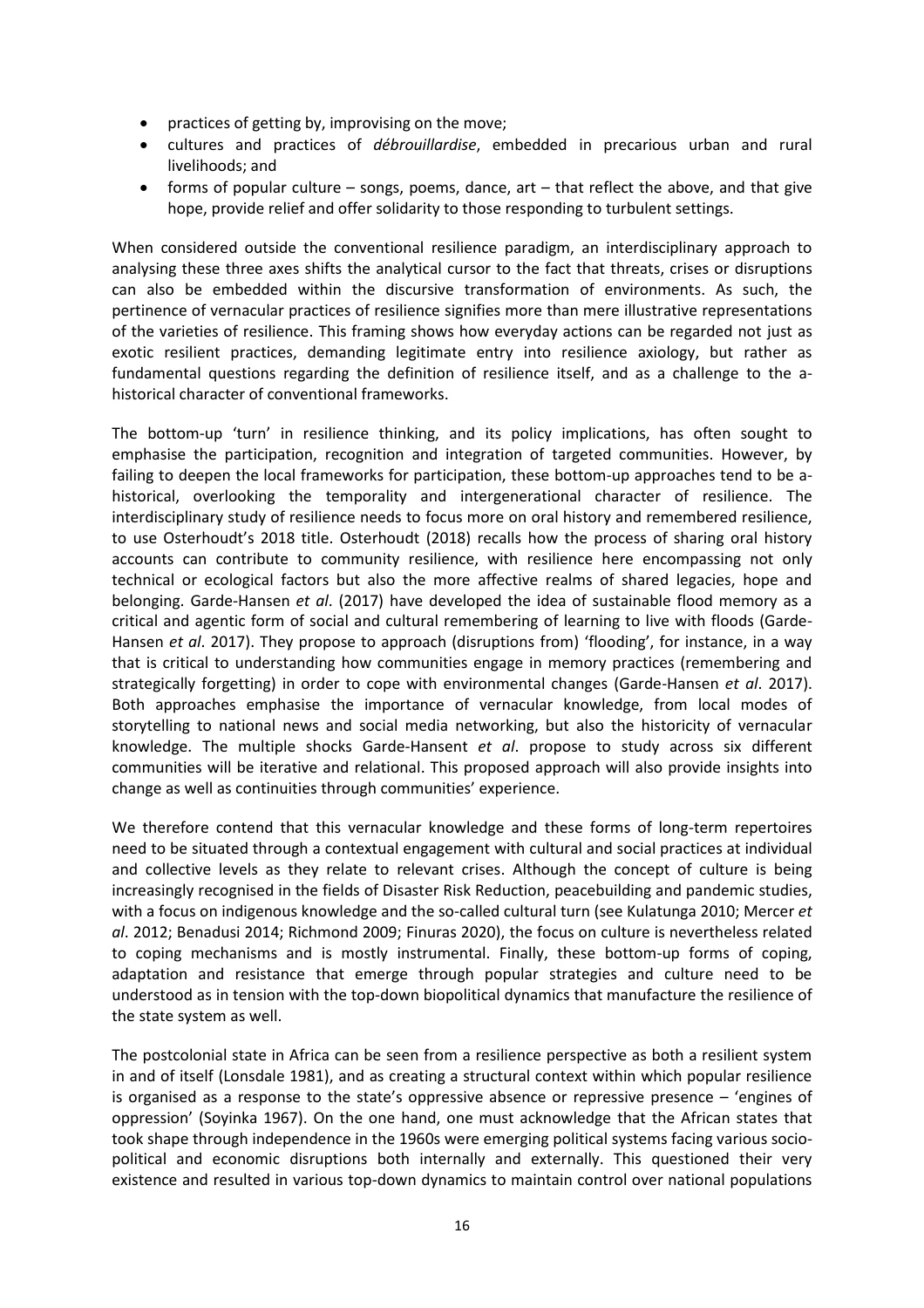- practices of getting by, improvising on the move;
- cultures and practices of *débrouillardise*, embedded in precarious urban and rural livelihoods; and
- forms of popular culture – songs, poems, dance, art – that reflect the above, and that give hope, provide relief and offer solidarity to those responding to turbulent settings.

When considered outside the conventional resilience paradigm, an interdisciplinary approach to analysing these three axes shifts the analytical cursor to the fact that threats, crises or disruptions can also be embedded within the discursive transformation of environments. As such, the pertinence of vernacular practices of resilience signifies more than mere illustrative representations of the varieties of resilience. This framing shows how everyday actions can be regarded not just as exotic resilient practices, demanding legitimate entry into resilience axiology, but rather as fundamental questions regarding the definition of resilience itself, and as a challenge to the a-historical character of conventional frameworks.

The bottom-up 'turn' in resilience thinking, and its policy implications, has often sought to emphasise the participation, recognition and integration of targeted communities. However, by failing to deepen the local frameworks for participation, these bottom-up approaches tend to be a-historical, overlooking the temporality and intergenerational character of resilience. The interdisciplinary study of resilience needs to focus more on oral history and remembered resilience, to use Osterhoudt's 2018 title. Osterhoudt (2018) recalls how the process of sharing oral history accounts can contribute to community resilience, with resilience here encompassing not only technical or ecological factors but also the more affective realms of shared legacies, hope and belonging. Garde-Hansen *et al*. (2017) have developed the idea of sustainable flood memory as a critical and agentic form of social and cultural remembering of learning to live with floods (Garde-Hansen *et al*. 2017). They propose to approach (disruptions from) 'flooding', for instance, in a way that is critical to understanding how communities engage in memory practices (remembering and strategically forgetting) in order to cope with environmental changes (Garde-Hansen *et al*. 2017). Both approaches emphasise the importance of vernacular knowledge, from local modes of storytelling to national news and social media networking, but also the historicity of vernacular knowledge. The multiple shocks Garde-Hansent *et al*. propose to study across six different communities will be iterative and relational. This proposed approach will also provide insights into change as well as continuities through communities' experience.

We therefore contend that this vernacular knowledge and these forms of long-term repertoires need to be situated through a contextual engagement with cultural and social practices at individual and collective levels as they relate to relevant crises. Although the concept of culture is being increasingly recognised in the fields of Disaster Risk Reduction, peacebuilding and pandemic studies, with a focus on indigenous knowledge and the so-called cultural turn (see Kulatunga 2010; Mercer *et al*. 2012; Benadusi 2014; Richmond 2009; Finuras 2020), the focus on culture is nevertheless related to coping mechanisms and is mostly instrumental. Finally, these bottom-up forms of coping, adaptation and resistance that emerge through popular strategies and culture need to be understood as in tension with the top-down biopolitical dynamics that manufacture the resilience of the state system as well.

The postcolonial state in Africa can be seen from a resilience perspective as both a resilient system in and of itself (Lonsdale 1981), and as creating a structural context within which popular resilience is organised as a response to the state's oppressive absence or repressive presence – 'engines of oppression' (Soyinka 1967). On the one hand, one must acknowledge that the African states that took shape through independence in the 1960s were emerging political systems facing various socio-political and economic disruptions both internally and externally. This questioned their very existence and resulted in various top-down dynamics to maintain control over national populations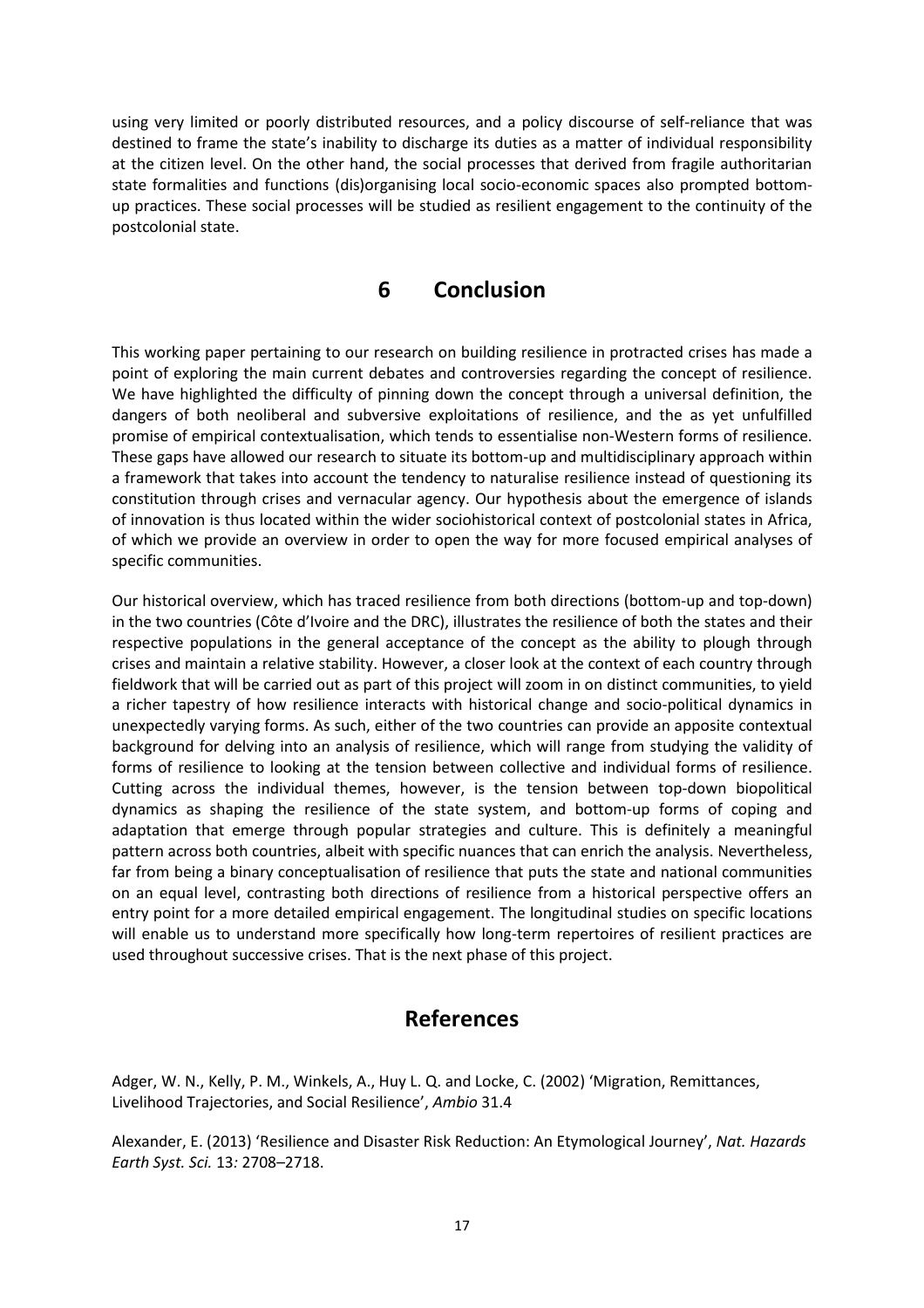using very limited or poorly distributed resources, and a policy discourse of self-reliance that was destined to frame the state's inability to discharge its duties as a matter of individual responsibility at the citizen level. On the other hand, the social processes that derived from fragile authoritarian state formalities and functions (dis)organising local socio-economic spaces also prompted bottom-up practices. These social processes will be studied as resilient engagement to the continuity of the postcolonial state.

# 6 Conclusion

This working paper pertaining to our research on building resilience in protracted crises has made a point of exploring the main current debates and controversies regarding the concept of resilience. We have highlighted the difficulty of pinning down the concept through a universal definition, the dangers of both neoliberal and subversive exploitations of resilience, and the as yet unfulfilled promise of empirical contextualisation, which tends to essentialise non-Western forms of resilience. These gaps have allowed our research to situate its bottom-up and multidisciplinary approach within a framework that takes into account the tendency to naturalise resilience instead of questioning its constitution through crises and vernacular agency. Our hypothesis about the emergence of islands of innovation is thus located within the wider sociohistorical context of postcolonial states in Africa, of which we provide an overview in order to open the way for more focused empirical analyses of specific communities.

Our historical overview, which has traced resilience from both directions (bottom-up and top-down) in the two countries (Côte d'Ivoire and the DRC), illustrates the resilience of both the states and their respective populations in the general acceptance of the concept as the ability to plough through crises and maintain a relative stability. However, a closer look at the context of each country through fieldwork that will be carried out as part of this project will zoom in on distinct communities, to yield a richer tapestry of how resilience interacts with historical change and socio-political dynamics in unexpectedly varying forms. As such, either of the two countries can provide an apposite contextual background for delving into an analysis of resilience, which will range from studying the validity of forms of resilience to looking at the tension between collective and individual forms of resilience. Cutting across the individual themes, however, is the tension between top-down biopolitical dynamics as shaping the resilience of the state system, and bottom-up forms of coping and adaptation that emerge through popular strategies and culture. This is definitely a meaningful pattern across both countries, albeit with specific nuances that can enrich the analysis. Nevertheless, far from being a binary conceptualisation of resilience that puts the state and national communities on an equal level, contrasting both directions of resilience from a historical perspective offers an entry point for a more detailed empirical engagement. The longitudinal studies on specific locations will enable us to understand more specifically how long-term repertoires of resilient practices are used throughout successive crises. That is the next phase of this project.

# References

Adger, W. N., Kelly, P. M., Winkels, A., Huy L. Q. and Locke, C. (2002) 'Migration, Remittances, Livelihood Trajectories, and Social Resilience', *Ambio* 31.4

Alexander, E. (2013) 'Resilience and Disaster Risk Reduction: An Etymological Journey', *Nat. Hazards Earth Syst. Sci.* 13*:* 2708–2718.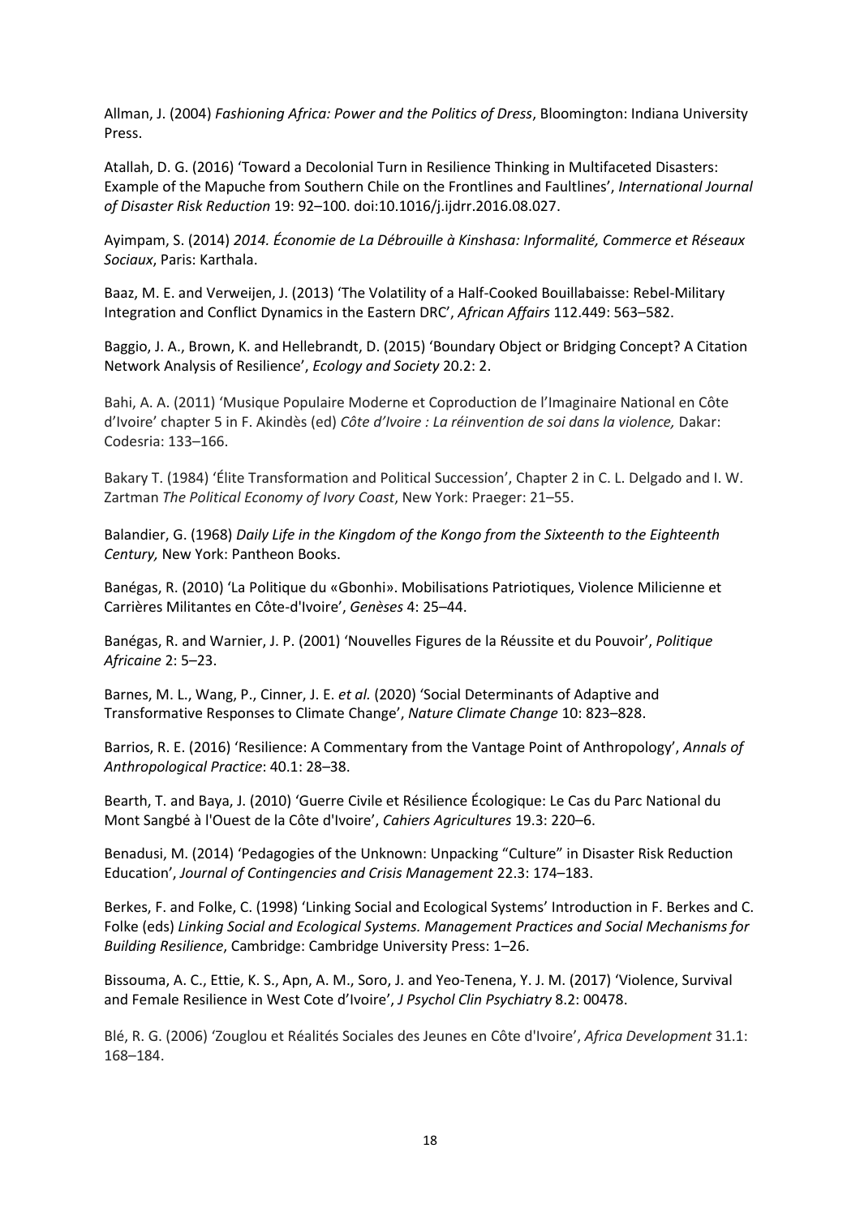Allman, J. (2004) *Fashioning Africa: Power and the Politics of Dress*, Bloomington: Indiana University Press.

Atallah, D. G. (2016) 'Toward a Decolonial Turn in Resilience Thinking in Multifaceted Disasters: Example of the Mapuche from Southern Chile on the Frontlines and Faultlines', *International Journal of Disaster Risk Reduction* 19: 92–100. doi:10.1016/j.ijdrr.2016.08.027.

Ayimpam, S. (2014) *2014. Économie de La Débrouille à Kinshasa: Informalité, Commerce et Réseaux Sociaux*, Paris: Karthala.

Baaz, M. E. and Verweijen, J. (2013) 'The Volatility of a Half-Cooked Bouillabaisse: Rebel-Military Integration and Conflict Dynamics in the Eastern DRC', *African Affairs* 112.449: 563–582.

Baggio, J. A., Brown, K. and Hellebrandt, D. (2015) 'Boundary Object or Bridging Concept? A Citation Network Analysis of Resilience', *Ecology and Society* 20.2: 2.

Bahi, A. A. (2011) 'Musique Populaire Moderne et Coproduction de l'Imaginaire National en Côte d'Ivoire' chapter 5 in F. Akindès (ed) *Côte d'Ivoire : La réinvention de soi dans la violence,* Dakar: Codesria: 133–166.

Bakary T. (1984) 'Élite Transformation and Political Succession', Chapter 2 in C. L. Delgado and I. W. Zartman *The Political Economy of Ivory Coast*, New York: Praeger: 21–55.

Balandier, G. (1968) *Daily Life in the Kingdom of the Kongo from the Sixteenth to the Eighteenth Century,* New York: Pantheon Books.

Banégas, R. (2010) 'La Politique du «Gbonhi». Mobilisations Patriotiques, Violence Milicienne et Carrières Militantes en Côte-d'Ivoire', *Genèses* 4: 25–44.

Banégas, R. and Warnier, J. P. (2001) 'Nouvelles Figures de la Réussite et du Pouvoir', *Politique Africaine* 2: 5–23.

Barnes, M. L., Wang, P., Cinner, J. E. *et al.* (2020) 'Social Determinants of Adaptive and Transformative Responses to Climate Change', *Nature Climate Change* 10: 823–828.

Barrios, R. E. (2016) 'Resilience: A Commentary from the Vantage Point of Anthropology', *Annals of Anthropological Practice*: 40.1: 28–38.

Bearth, T. and Baya, J. (2010) 'Guerre Civile et Résilience Écologique: Le Cas du Parc National du Mont Sangbé à l'Ouest de la Côte d'Ivoire', *Cahiers Agricultures* 19.3: 220–6.

Benadusi, M. (2014) 'Pedagogies of the Unknown: Unpacking "Culture" in Disaster Risk Reduction Education', *Journal of Contingencies and Crisis Management* 22.3: 174–183.

Berkes, F. and Folke, C. (1998) 'Linking Social and Ecological Systems' Introduction in F. Berkes and C. Folke (eds) *Linking Social and Ecological Systems. Management Practices and Social Mechanisms for Building Resilience*, Cambridge: Cambridge University Press: 1–26.

Bissouma, A. C., Ettie, K. S., Apn, A. M., Soro, J. and Yeo-Tenena, Y. J. M. (2017) 'Violence, Survival and Female Resilience in West Cote d'Ivoire', *J Psychol Clin Psychiatry* 8.2: 00478.

Blé, R. G. (2006) 'Zouglou et Réalités Sociales des Jeunes en Côte d'Ivoire', *Africa Development* 31.1: 168–184.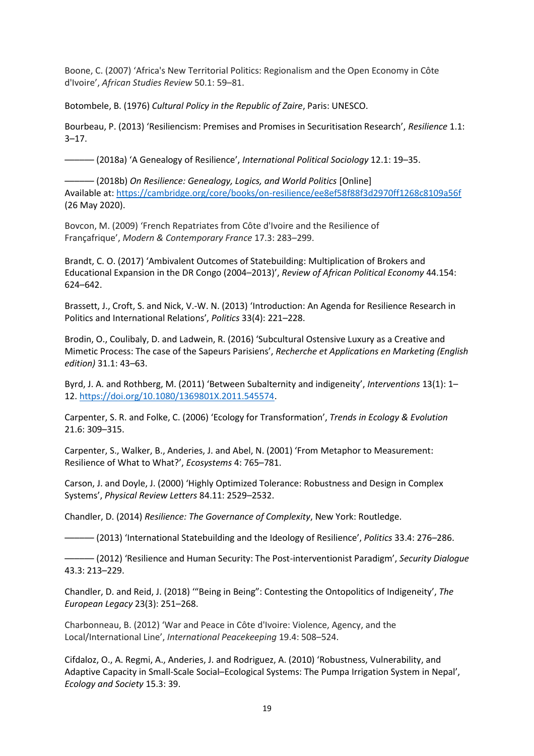Boone, C. (2007) 'Africa's New Territorial Politics: Regionalism and the Open Economy in Côte d'Ivoire', *African Studies Review* 50.1: 59–81.

Botombele, B. (1976) *Cultural Policy in the Republic of Zaire*, Paris: UNESCO.

Bourbeau, P. (2013) 'Resiliencism: Premises and Promises in Securitisation Research', *Resilience* 1.1: 3–17.

——— (2018a) 'A Genealogy of Resilience', *International Political Sociology* 12.1: 19–35.

——— (2018b) *On Resilience: Genealogy, Logics, and World Politics* [Online] Available at: https://cambridge.org/core/books/on-resilience/ee8ef58f88f3d2970ff1268c8109a56f (26 May 2020).

Bovcon, M. (2009) 'French Repatriates from Côte d'Ivoire and the Resilience of Françafrique', *Modern & Contemporary France* 17.3: 283–299.

Brandt, C. O. (2017) 'Ambivalent Outcomes of Statebuilding: Multiplication of Brokers and Educational Expansion in the DR Congo (2004–2013)', *Review of African Political Economy* 44.154: 624–642.

Brassett, J., Croft, S. and Nick, V.-W. N. (2013) 'Introduction: An Agenda for Resilience Research in Politics and International Relations', *Politics* 33(4): 221–228.

Brodin, O., Coulibaly, D. and Ladwein, R. (2016) 'Subcultural Ostensive Luxury as a Creative and Mimetic Process: The case of the Sapeurs Parisiens', *Recherche et Applications en Marketing (English edition)* 31.1: 43–63.

Byrd, J. A. and Rothberg, M. (2011) 'Between Subalternity and indigeneity', *Interventions* 13(1): 1–12. https://doi.org/10.1080/1369801X.2011.545574.

Carpenter, S. R. and Folke, C. (2006) 'Ecology for Transformation', *Trends in Ecology & Evolution* 21.6: 309–315.

Carpenter, S., Walker, B., Anderies, J. and Abel, N. (2001) 'From Metaphor to Measurement: Resilience of What to What?', *Ecosystems* 4: 765–781.

Carson, J. and Doyle, J. (2000) 'Highly Optimized Tolerance: Robustness and Design in Complex Systems', *Physical Review Letters* 84.11: 2529–2532.

Chandler, D. (2014) *Resilience: The Governance of Complexity*, New York: Routledge.

——— (2013) 'International Statebuilding and the Ideology of Resilience', *Politics* 33.4: 276–286.

——— (2012) 'Resilience and Human Security: The Post-interventionist Paradigm', *Security Dialogue* 43.3: 213–229.

Chandler, D. and Reid, J. (2018) '"Being in Being": Contesting the Ontopolitics of Indigeneity', *The European Legacy* 23(3): 251–268.

Charbonneau, B. (2012) 'War and Peace in Côte d'Ivoire: Violence, Agency, and the Local/International Line', *International Peacekeeping* 19.4: 508–524.

Cifdaloz, O., A. Regmi, A., Anderies, J. and Rodriguez, A. (2010) 'Robustness, Vulnerability, and Adaptive Capacity in Small-Scale Social–Ecological Systems: The Pumpa Irrigation System in Nepal', *Ecology and Society* 15.3: 39.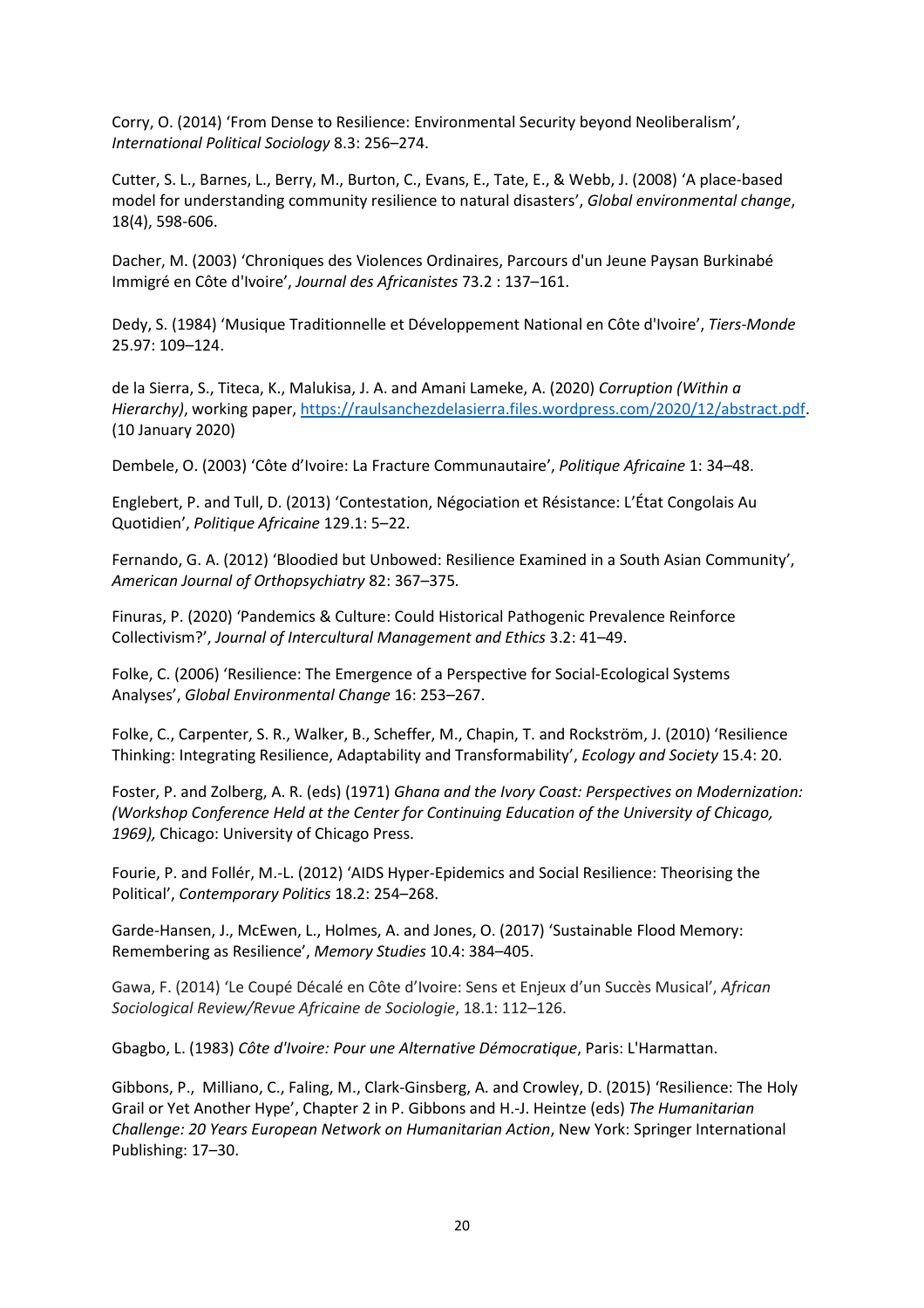Corry, O. (2014) 'From Dense to Resilience: Environmental Security beyond Neoliberalism', *International Political Sociology* 8.3: 256–274.

Cutter, S. L., Barnes, L., Berry, M., Burton, C., Evans, E., Tate, E., & Webb, J. (2008) 'A place-based model for understanding community resilience to natural disasters', *Global environmental change*, 18(4), 598-606.

Dacher, M. (2003) 'Chroniques des Violences Ordinaires, Parcours d'un Jeune Paysan Burkinabé Immigré en Côte d'Ivoire', *Journal des Africanistes* 73.2 : 137–161.

Dedy, S. (1984) 'Musique Traditionnelle et Développement National en Côte d'Ivoire', *Tiers-Monde* 25.97: 109–124.

de la Sierra, S., Titeca, K., Malukisa, J. A. and Amani Lameke, A. (2020) *Corruption (Within a Hierarchy)*, working paper, https://raulsanchezdelasierra.files.wordpress.com/2020/12/abstract.pdf. (10 January 2020)

Dembele, O. (2003) 'Côte d'Ivoire: La Fracture Communautaire', *Politique Africaine* 1: 34–48.

Englebert, P. and Tull, D. (2013) 'Contestation, Négociation et Résistance: L'État Congolais Au Quotidien', *Politique Africaine* 129.1: 5–22.

Fernando, G. A. (2012) 'Bloodied but Unbowed: Resilience Examined in a South Asian Community', *American Journal of Orthopsychiatry* 82: 367–375.

Finuras, P. (2020) 'Pandemics & Culture: Could Historical Pathogenic Prevalence Reinforce Collectivism?', *Journal of Intercultural Management and Ethics* 3.2: 41–49.

Folke, C. (2006) 'Resilience: The Emergence of a Perspective for Social-Ecological Systems Analyses', *Global Environmental Change* 16: 253–267.

Folke, C., Carpenter, S. R., Walker, B., Scheffer, M., Chapin, T. and Rockström, J. (2010) 'Resilience Thinking: Integrating Resilience, Adaptability and Transformability', *Ecology and Society* 15.4: 20.

Foster, P. and Zolberg, A. R. (eds) (1971) *Ghana and the Ivory Coast: Perspectives on Modernization: (Workshop Conference Held at the Center for Continuing Education of the University of Chicago, 1969),* Chicago: University of Chicago Press.

Fourie, P. and Follér, M.-L. (2012) 'AIDS Hyper-Epidemics and Social Resilience: Theorising the Political', *Contemporary Politics* 18.2: 254–268.

Garde-Hansen, J., McEwen, L., Holmes, A. and Jones, O. (2017) 'Sustainable Flood Memory: Remembering as Resilience', *Memory Studies* 10.4: 384–405.

Gawa, F. (2014) 'Le Coupé Décalé en Côte d'Ivoire: Sens et Enjeux d'un Succès Musical', *African Sociological Review/Revue Africaine de Sociologie*, 18.1: 112–126.

Gbagbo, L. (1983) *Côte d'Ivoire: Pour une Alternative Démocratique*, Paris: L'Harmattan.

Gibbons, P., Milliano, C., Faling, M., Clark-Ginsberg, A. and Crowley, D. (2015) 'Resilience: The Holy Grail or Yet Another Hype', Chapter 2 in P. Gibbons and H.-J. Heintze (eds) *The Humanitarian Challenge: 20 Years European Network on Humanitarian Action*, New York: Springer International Publishing: 17–30.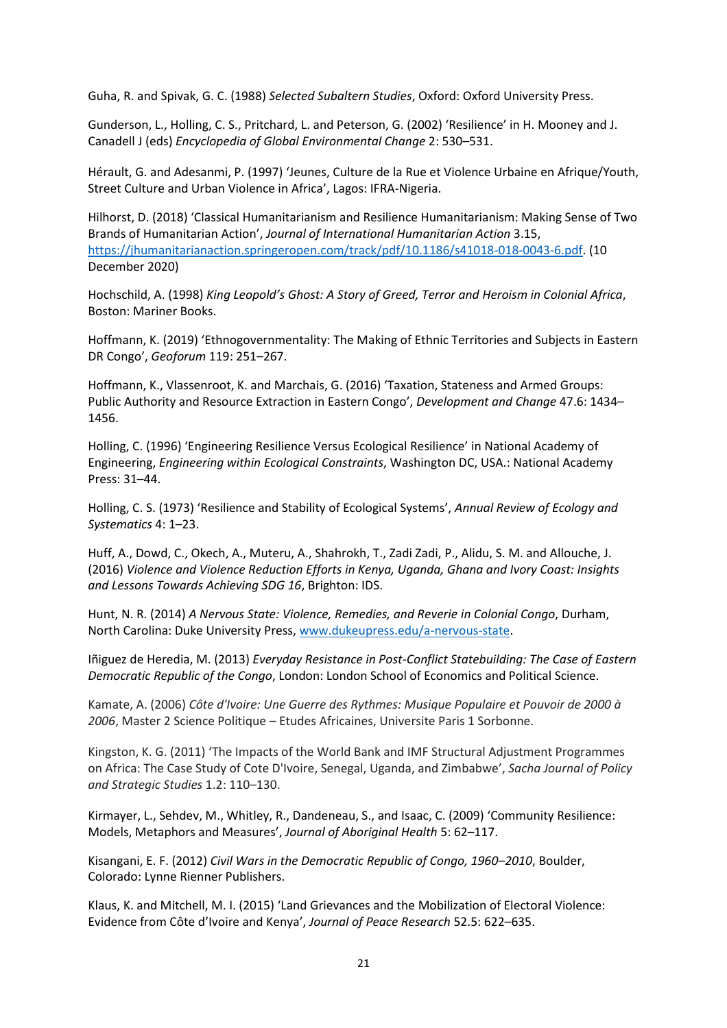Guha, R. and Spivak, G. C. (1988) *Selected Subaltern Studies*, Oxford: Oxford University Press.

Gunderson, L., Holling, C. S., Pritchard, L. and Peterson, G. (2002) 'Resilience' in H. Mooney and J. Canadell J (eds) *Encyclopedia of Global Environmental Change* 2: 530–531.

Hérault, G. and Adesanmi, P. (1997) 'Jeunes, Culture de la Rue et Violence Urbaine en Afrique/Youth, Street Culture and Urban Violence in Africa', Lagos: IFRA-Nigeria.

Hilhorst, D. (2018) 'Classical Humanitarianism and Resilience Humanitarianism: Making Sense of Two Brands of Humanitarian Action', *Journal of International Humanitarian Action* 3.15, https://jhumanitarianaction.springeropen.com/track/pdf/10.1186/s41018-018-0043-6.pdf. (10 December 2020)

Hochschild, A. (1998) *King Leopold's Ghost: A Story of Greed, Terror and Heroism in Colonial Africa*, Boston: Mariner Books.

Hoffmann, K. (2019) 'Ethnogovernmentality: The Making of Ethnic Territories and Subjects in Eastern DR Congo', *Geoforum* 119: 251–267.

Hoffmann, K., Vlassenroot, K. and Marchais, G. (2016) 'Taxation, Stateness and Armed Groups: Public Authority and Resource Extraction in Eastern Congo', *Development and Change* 47.6: 1434–1456.

Holling, C. (1996) 'Engineering Resilience Versus Ecological Resilience' in National Academy of Engineering, *Engineering within Ecological Constraints*, Washington DC, USA.: National Academy Press: 31–44.

Holling, C. S. (1973) 'Resilience and Stability of Ecological Systems', *Annual Review of Ecology and Systematics* 4: 1–23.

Huff, A., Dowd, C., Okech, A., Muteru, A., Shahrokh, T., Zadi Zadi, P., Alidu, S. M. and Allouche, J. (2016) *Violence and Violence Reduction Efforts in Kenya, Uganda, Ghana and Ivory Coast: Insights and Lessons Towards Achieving SDG 16*, Brighton: IDS.

Hunt, N. R. (2014) *A Nervous State: Violence, Remedies, and Reverie in Colonial Congo*, Durham, North Carolina: Duke University Press, www.dukeupress.edu/a-nervous-state.

Iñiguez de Heredia, M. (2013) *Everyday Resistance in Post-Conflict Statebuilding: The Case of Eastern Democratic Republic of the Congo*, London: London School of Economics and Political Science.

Kamate, A. (2006) *Côte d'Ivoire: Une Guerre des Rythmes: Musique Populaire et Pouvoir de 2000 à 2006*, Master 2 Science Politique – Etudes Africaines, Universite Paris 1 Sorbonne.

Kingston, K. G. (2011) 'The Impacts of the World Bank and IMF Structural Adjustment Programmes on Africa: The Case Study of Cote D'Ivoire, Senegal, Uganda, and Zimbabwe', *Sacha Journal of Policy and Strategic Studies* 1.2: 110–130.

Kirmayer, L., Sehdev, M., Whitley, R., Dandeneau, S., and Isaac, C. (2009) 'Community Resilience: Models, Metaphors and Measures', *Journal of Aboriginal Health* 5: 62–117.

Kisangani, E. F. (2012) *Civil Wars in the Democratic Republic of Congo, 1960–2010*, Boulder, Colorado: Lynne Rienner Publishers.

Klaus, K. and Mitchell, M. I. (2015) 'Land Grievances and the Mobilization of Electoral Violence: Evidence from Côte d'Ivoire and Kenya', *Journal of Peace Research* 52.5: 622–635.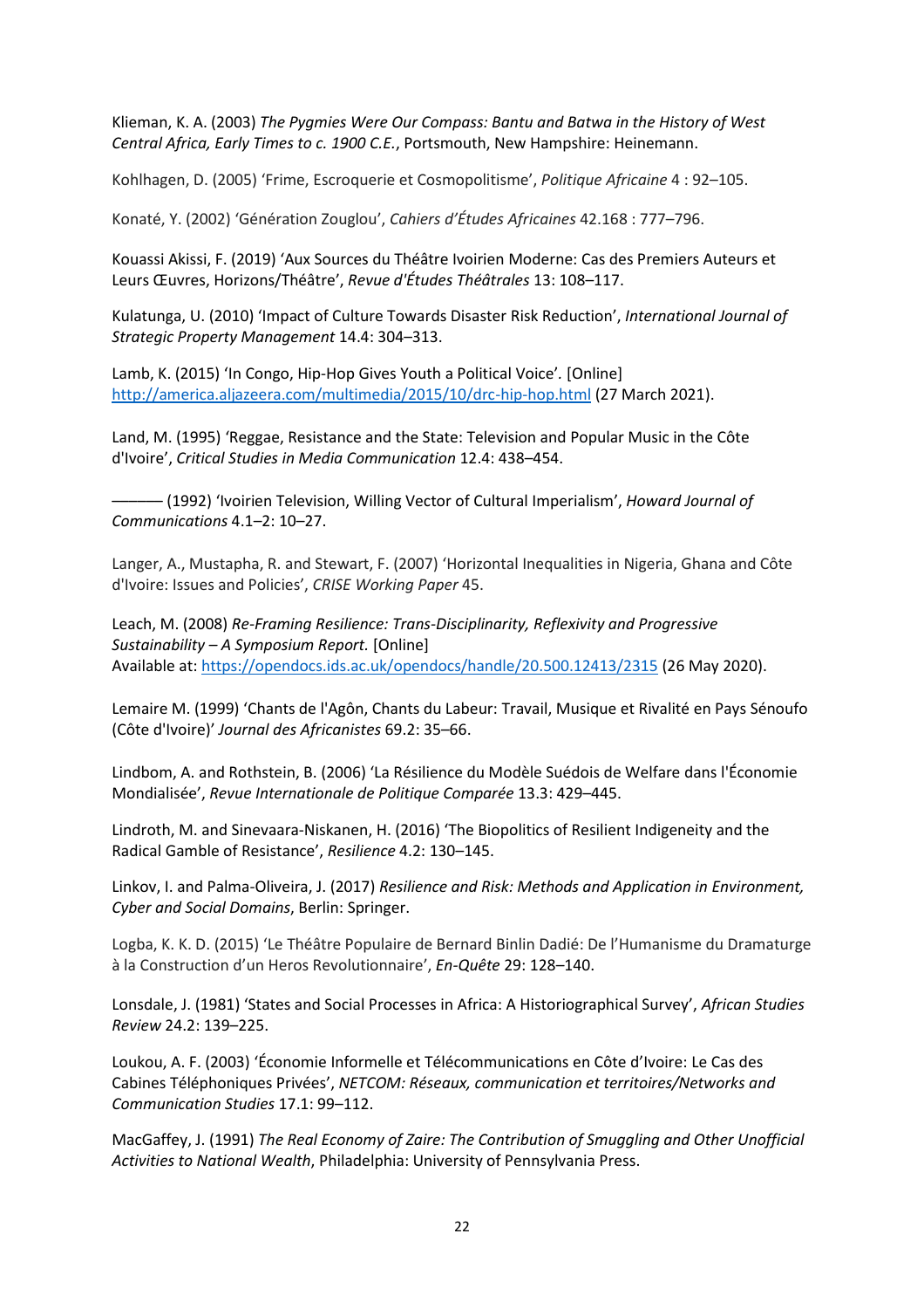Klieman, K. A. (2003) *The Pygmies Were Our Compass: Bantu and Batwa in the History of West Central Africa, Early Times to c. 1900 C.E.*, Portsmouth, New Hampshire: Heinemann.

Kohlhagen, D. (2005) 'Frime, Escroquerie et Cosmopolitisme', *Politique Africaine* 4 : 92–105.

Konaté, Y. (2002) 'Génération Zouglou', *Cahiers d'Études Africaines* 42.168 : 777–796.

Kouassi Akissi, F. (2019) 'Aux Sources du Théâtre Ivoirien Moderne: Cas des Premiers Auteurs et Leurs Œuvres, Horizons/Théâtre', *Revue d'Études Théâtrales* 13: 108–117.

Kulatunga, U. (2010) 'Impact of Culture Towards Disaster Risk Reduction', *International Journal of Strategic Property Management* 14.4: 304–313.

Lamb, K. (2015) 'In Congo, Hip-Hop Gives Youth a Political Voice'. [Online] http://america.aljazeera.com/multimedia/2015/10/drc-hip-hop.html (27 March 2021).

Land, M. (1995) 'Reggae, Resistance and the State: Television and Popular Music in the Côte d'Ivoire', *Critical Studies in Media Communication* 12.4: 438–454.

——— (1992) 'Ivoirien Television, Willing Vector of Cultural Imperialism', *Howard Journal of Communications* 4.1–2: 10–27.

Langer, A., Mustapha, R. and Stewart, F. (2007) 'Horizontal Inequalities in Nigeria, Ghana and Côte d'Ivoire: Issues and Policies', *CRISE Working Paper* 45.

Leach, M. (2008) *Re-Framing Resilience: Trans-Disciplinarity, Reflexivity and Progressive Sustainability – A Symposium Report.* [Online]
Available at: https://opendocs.ids.ac.uk/opendocs/handle/20.500.12413/2315 (26 May 2020).

Lemaire M. (1999) 'Chants de l'Agôn, Chants du Labeur: Travail, Musique et Rivalité en Pays Sénoufo (Côte d'Ivoire)' *Journal des Africanistes* 69.2: 35–66.

Lindbom, A. and Rothstein, B. (2006) 'La Résilience du Modèle Suédois de Welfare dans l'Économie Mondialisée', *Revue Internationale de Politique Comparée* 13.3: 429–445.

Lindroth, M. and Sinevaara-Niskanen, H. (2016) 'The Biopolitics of Resilient Indigeneity and the Radical Gamble of Resistance', *Resilience* 4.2: 130–145.

Linkov, I. and Palma-Oliveira, J. (2017) *Resilience and Risk: Methods and Application in Environment, Cyber and Social Domains*, Berlin: Springer.

Logba, K. K. D. (2015) 'Le Théâtre Populaire de Bernard Binlin Dadié: De l'Humanisme du Dramaturge à la Construction d'un Heros Revolutionnaire', *En-Quête* 29: 128–140.

Lonsdale, J. (1981) 'States and Social Processes in Africa: A Historiographical Survey', *African Studies Review* 24.2: 139–225.

Loukou, A. F. (2003) 'Économie Informelle et Télécommunications en Côte d'Ivoire: Le Cas des Cabines Téléphoniques Privées', *NETCOM: Réseaux, communication et territoires/Networks and Communication Studies* 17.1: 99–112.

MacGaffey, J. (1991) *The Real Economy of Zaire: The Contribution of Smuggling and Other Unofficial Activities to National Wealth*, Philadelphia: University of Pennsylvania Press.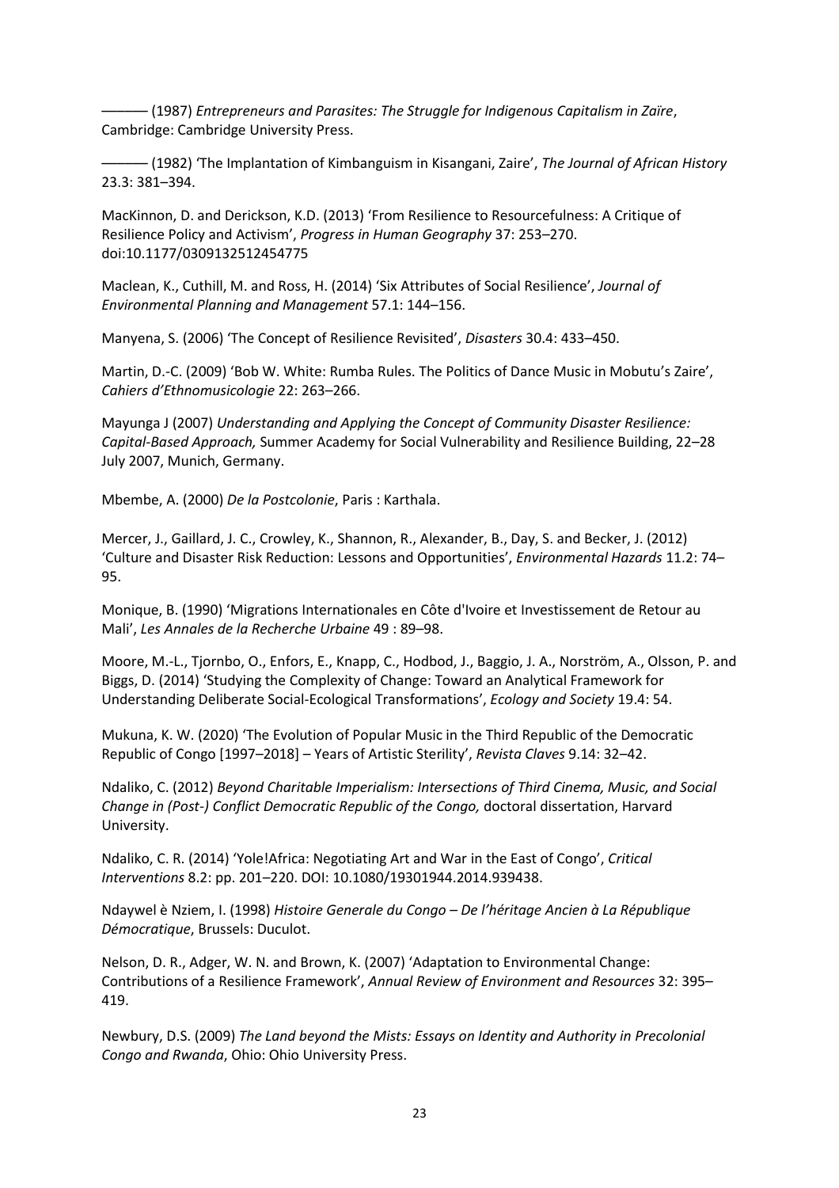——— (1987) *Entrepreneurs and Parasites: The Struggle for Indigenous Capitalism in Zaïre*, Cambridge: Cambridge University Press.

——— (1982) 'The Implantation of Kimbanguism in Kisangani, Zaire', *The Journal of African History* 23.3: 381–394.

MacKinnon, D. and Derickson, K.D. (2013) 'From Resilience to Resourcefulness: A Critique of Resilience Policy and Activism', *Progress in Human Geography* 37: 253–270. doi:10.1177/0309132512454775

Maclean, K., Cuthill, M. and Ross, H. (2014) 'Six Attributes of Social Resilience', *Journal of Environmental Planning and Management* 57.1: 144–156.

Manyena, S. (2006) 'The Concept of Resilience Revisited', *Disasters* 30.4: 433–450.

Martin, D.-C. (2009) 'Bob W. White: Rumba Rules. The Politics of Dance Music in Mobutu's Zaire', *Cahiers d'Ethnomusicologie* 22: 263–266.

Mayunga J (2007) *Understanding and Applying the Concept of Community Disaster Resilience: Capital-Based Approach,* Summer Academy for Social Vulnerability and Resilience Building, 22–28 July 2007, Munich, Germany.

Mbembe, A. (2000) *De la Postcolonie*, Paris : Karthala.

Mercer, J., Gaillard, J. C., Crowley, K., Shannon, R., Alexander, B., Day, S. and Becker, J. (2012) 'Culture and Disaster Risk Reduction: Lessons and Opportunities', *Environmental Hazards* 11.2: 74–95.

Monique, B. (1990) 'Migrations Internationales en Côte d'Ivoire et Investissement de Retour au Mali', *Les Annales de la Recherche Urbaine* 49 : 89–98.

Moore, M.-L., Tjornbo, O., Enfors, E., Knapp, C., Hodbod, J., Baggio, J. A., Norström, A., Olsson, P. and Biggs, D. (2014) 'Studying the Complexity of Change: Toward an Analytical Framework for Understanding Deliberate Social-Ecological Transformations', *Ecology and Society* 19.4: 54.

Mukuna, K. W. (2020) 'The Evolution of Popular Music in the Third Republic of the Democratic Republic of Congo [1997–2018] – Years of Artistic Sterility', *Revista Claves* 9.14: 32–42.

Ndaliko, C. (2012) *Beyond Charitable Imperialism: Intersections of Third Cinema, Music, and Social Change in (Post-) Conflict Democratic Republic of the Congo,* doctoral dissertation, Harvard University.

Ndaliko, C. R. (2014) 'Yole!Africa: Negotiating Art and War in the East of Congo', *Critical Interventions* 8.2: pp. 201–220. DOI: 10.1080/19301944.2014.939438.

Ndaywel è Nziem, I. (1998) *Histoire Generale du Congo – De l'héritage Ancien à La République Démocratique*, Brussels: Duculot.

Nelson, D. R., Adger, W. N. and Brown, K. (2007) 'Adaptation to Environmental Change: Contributions of a Resilience Framework', *Annual Review of Environment and Resources* 32: 395–419.

Newbury, D.S. (2009) *The Land beyond the Mists: Essays on Identity and Authority in Precolonial Congo and Rwanda*, Ohio: Ohio University Press.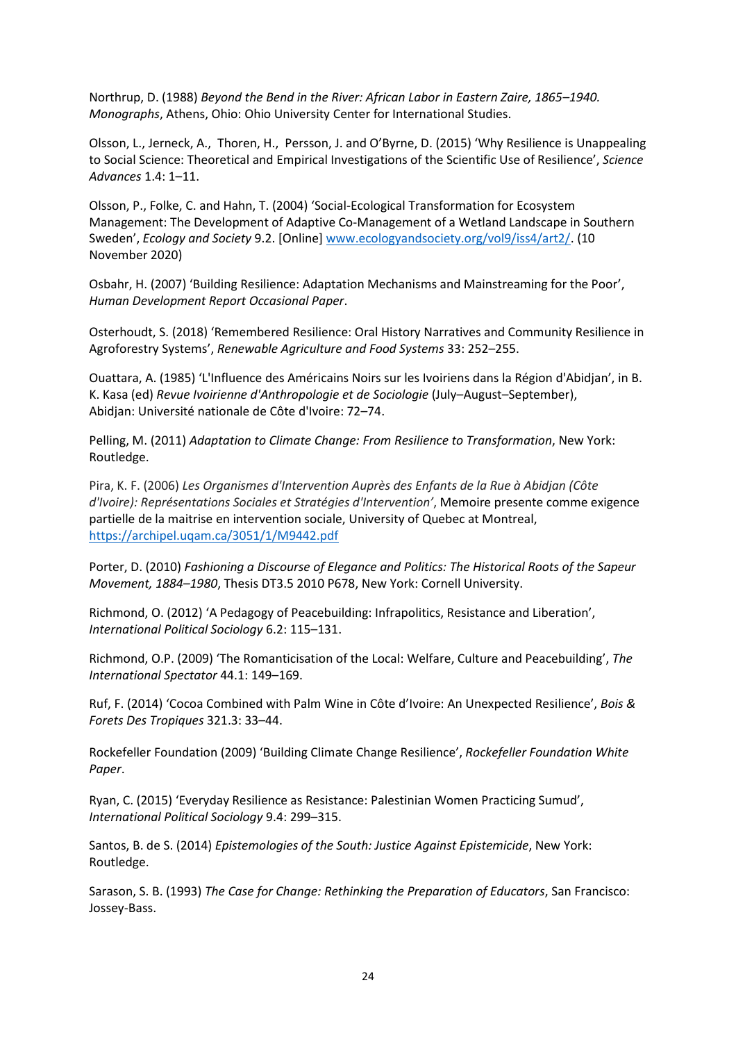Northrup, D. (1988) *Beyond the Bend in the River: African Labor in Eastern Zaire, 1865–1940. Monographs*, Athens, Ohio: Ohio University Center for International Studies.

Olsson, L., Jerneck, A., Thoren, H., Persson, J. and O'Byrne, D. (2015) 'Why Resilience is Unappealing to Social Science: Theoretical and Empirical Investigations of the Scientific Use of Resilience', *Science Advances* 1.4: 1–11.

Olsson, P., Folke, C. and Hahn, T. (2004) 'Social-Ecological Transformation for Ecosystem Management: The Development of Adaptive Co-Management of a Wetland Landscape in Southern Sweden', *Ecology and Society* 9.2. [Online] [www.ecologyandsociety.org/vol9/iss4/art2/](www.ecologyandsociety.org/vol9/iss4/art2/). (10 November 2020)

Osbahr, H. (2007) 'Building Resilience: Adaptation Mechanisms and Mainstreaming for the Poor', *Human Development Report Occasional Paper*.

Osterhoudt, S. (2018) 'Remembered Resilience: Oral History Narratives and Community Resilience in Agroforestry Systems', *Renewable Agriculture and Food Systems* 33: 252–255.

Ouattara, A. (1985) 'L'Influence des Américains Noirs sur les Ivoiriens dans la Région d'Abidjan', in B. K. Kasa (ed) *Revue Ivoirienne d'Anthropologie et de Sociologie* (July–August–September), Abidjan: Université nationale de Côte d'Ivoire: 72–74.

Pelling, M. (2011) *Adaptation to Climate Change: From Resilience to Transformation*, New York: Routledge.

Pira, K. F. (2006) *Les Organismes d'Intervention Auprès des Enfants de la Rue à Abidjan (Côte d'Ivoire): Représentations Sociales et Stratégies d'Intervention'*, Memoire presente comme exigence partielle de la maitrise en intervention sociale, University of Quebec at Montreal, [https://archipel.uqam.ca/3051/1/M9442.pdf](https://archipel.uqam.ca/3051/1/M9442.pdf)

Porter, D. (2010) *Fashioning a Discourse of Elegance and Politics: The Historical Roots of the Sapeur Movement, 1884–1980*, Thesis DT3.5 2010 P678, New York: Cornell University.

Richmond, O. (2012) 'A Pedagogy of Peacebuilding: Infrapolitics, Resistance and Liberation', *International Political Sociology* 6.2: 115–131.

Richmond, O.P. (2009) 'The Romanticisation of the Local: Welfare, Culture and Peacebuilding', *The International Spectator* 44.1: 149–169.

Ruf, F. (2014) 'Cocoa Combined with Palm Wine in Côte d'Ivoire: An Unexpected Resilience', *Bois & Forets Des Tropiques* 321.3: 33–44.

Rockefeller Foundation (2009) 'Building Climate Change Resilience', *Rockefeller Foundation White Paper*.

Ryan, C. (2015) 'Everyday Resilience as Resistance: Palestinian Women Practicing Sumud', *International Political Sociology* 9.4: 299–315.

Santos, B. de S. (2014) *Epistemologies of the South: Justice Against Epistemicide*, New York: Routledge.

Sarason, S. B. (1993) *The Case for Change: Rethinking the Preparation of Educators*, San Francisco: Jossey-Bass.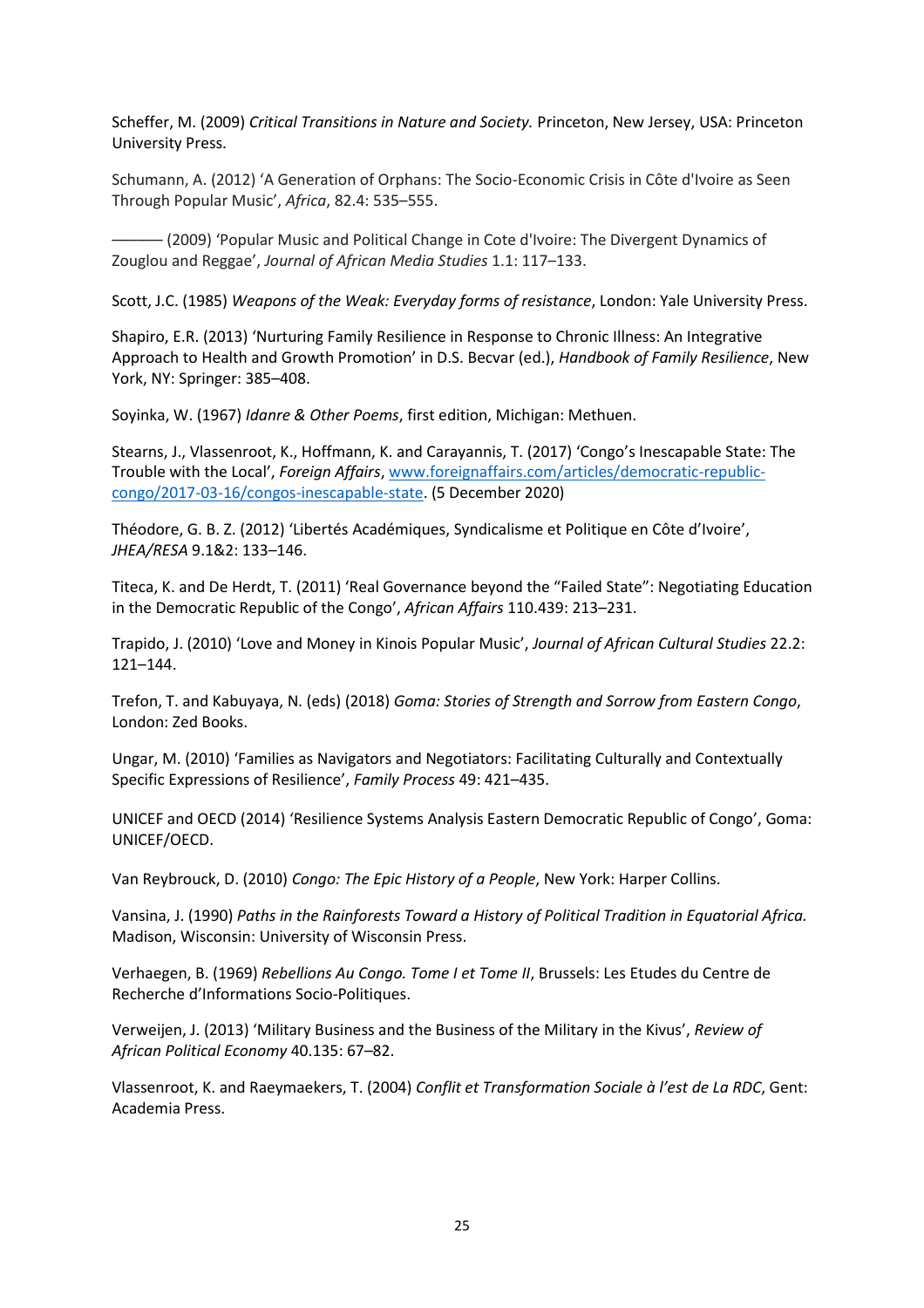Scheffer, M. (2009) *Critical Transitions in Nature and Society.* Princeton, New Jersey, USA: Princeton University Press.

Schumann, A. (2012) 'A Generation of Orphans: The Socio-Economic Crisis in Côte d'Ivoire as Seen Through Popular Music', *Africa*, 82.4: 535–555.

——— (2009) 'Popular Music and Political Change in Cote d'Ivoire: The Divergent Dynamics of Zouglou and Reggae', *Journal of African Media Studies* 1.1: 117–133.

Scott, J.C. (1985) *Weapons of the Weak: Everyday forms of resistance*, London: Yale University Press.

Shapiro, E.R. (2013) 'Nurturing Family Resilience in Response to Chronic Illness: An Integrative Approach to Health and Growth Promotion' in D.S. Becvar (ed.), *Handbook of Family Resilience*, New York, NY: Springer: 385–408.

Soyinka, W. (1967) *Idanre & Other Poems*, first edition, Michigan: Methuen.

Stearns, J., Vlassenroot, K., Hoffmann, K. and Carayannis, T. (2017) 'Congo's Inescapable State: The Trouble with the Local', *Foreign Affairs*, [www.foreignaffairs.com/articles/democratic-republic-congo/2017-03-16/congos-inescapable-state](www.foreignaffairs.com/articles/democratic-republic-congo/2017-03-16/congos-inescapable-state). (5 December 2020)

Théodore, G. B. Z. (2012) 'Libertés Académiques, Syndicalisme et Politique en Côte d'Ivoire', *JHEA/RESA* 9.1&2: 133–146.

Titeca, K. and De Herdt, T. (2011) 'Real Governance beyond the "Failed State": Negotiating Education in the Democratic Republic of the Congo', *African Affairs* 110.439: 213–231.

Trapido, J. (2010) 'Love and Money in Kinois Popular Music', *Journal of African Cultural Studies* 22.2: 121–144.

Trefon, T. and Kabuyaya, N. (eds) (2018) *Goma: Stories of Strength and Sorrow from Eastern Congo*, London: Zed Books.

Ungar, M. (2010) 'Families as Navigators and Negotiators: Facilitating Culturally and Contextually Specific Expressions of Resilience', *Family Process* 49: 421–435.

UNICEF and OECD (2014) 'Resilience Systems Analysis Eastern Democratic Republic of Congo', Goma: UNICEF/OECD.

Van Reybrouck, D. (2010) *Congo: The Epic History of a People*, New York: Harper Collins.

Vansina, J. (1990) *Paths in the Rainforests Toward a History of Political Tradition in Equatorial Africa.* Madison, Wisconsin: University of Wisconsin Press.

Verhaegen, B. (1969) *Rebellions Au Congo. Tome I et Tome II*, Brussels: Les Etudes du Centre de Recherche d'Informations Socio-Politiques.

Verweijen, J. (2013) 'Military Business and the Business of the Military in the Kivus', *Review of African Political Economy* 40.135: 67–82.

Vlassenroot, K. and Raeymaekers, T. (2004) *Conflit et Transformation Sociale à l'est de La RDC*, Gent: Academia Press.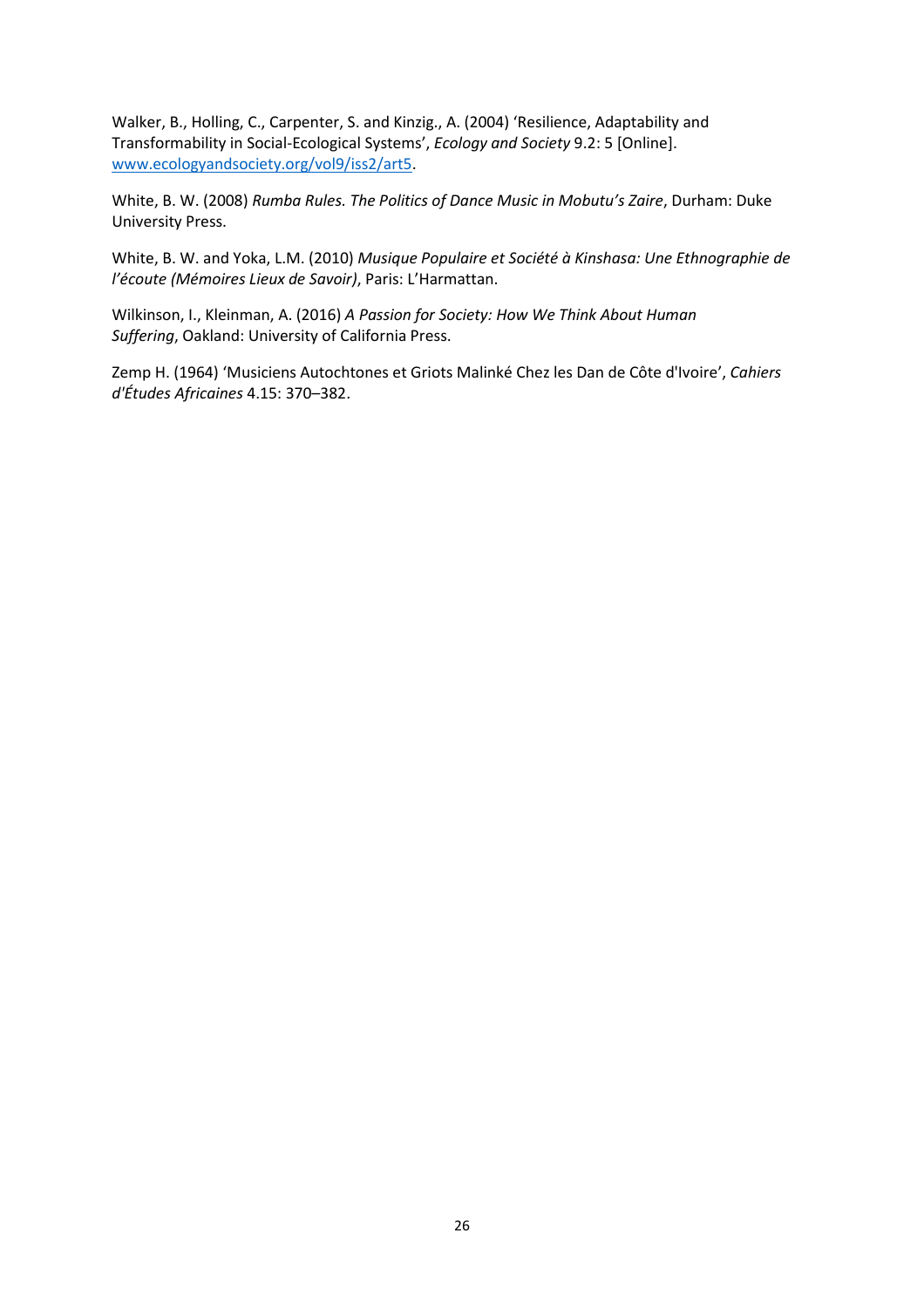Walker, B., Holling, C., Carpenter, S. and Kinzig., A. (2004) 'Resilience, Adaptability and Transformability in Social-Ecological Systems', *Ecology and Society* 9.2: 5 [Online]. www.ecologyandsociety.org/vol9/iss2/art5.

White, B. W. (2008) *Rumba Rules. The Politics of Dance Music in Mobutu's Zaire*, Durham: Duke University Press.

White, B. W. and Yoka, L.M. (2010) *Musique Populaire et Société à Kinshasa: Une Ethnographie de l'écoute (Mémoires Lieux de Savoir)*, Paris: L'Harmattan.

Wilkinson, I., Kleinman, A. (2016) *A Passion for Society: How We Think About Human Suffering*, Oakland: University of California Press.

Zemp H. (1964) 'Musiciens Autochtones et Griots Malinké Chez les Dan de Côte d'Ivoire', *Cahiers d'Études Africaines* 4.15: 370–382.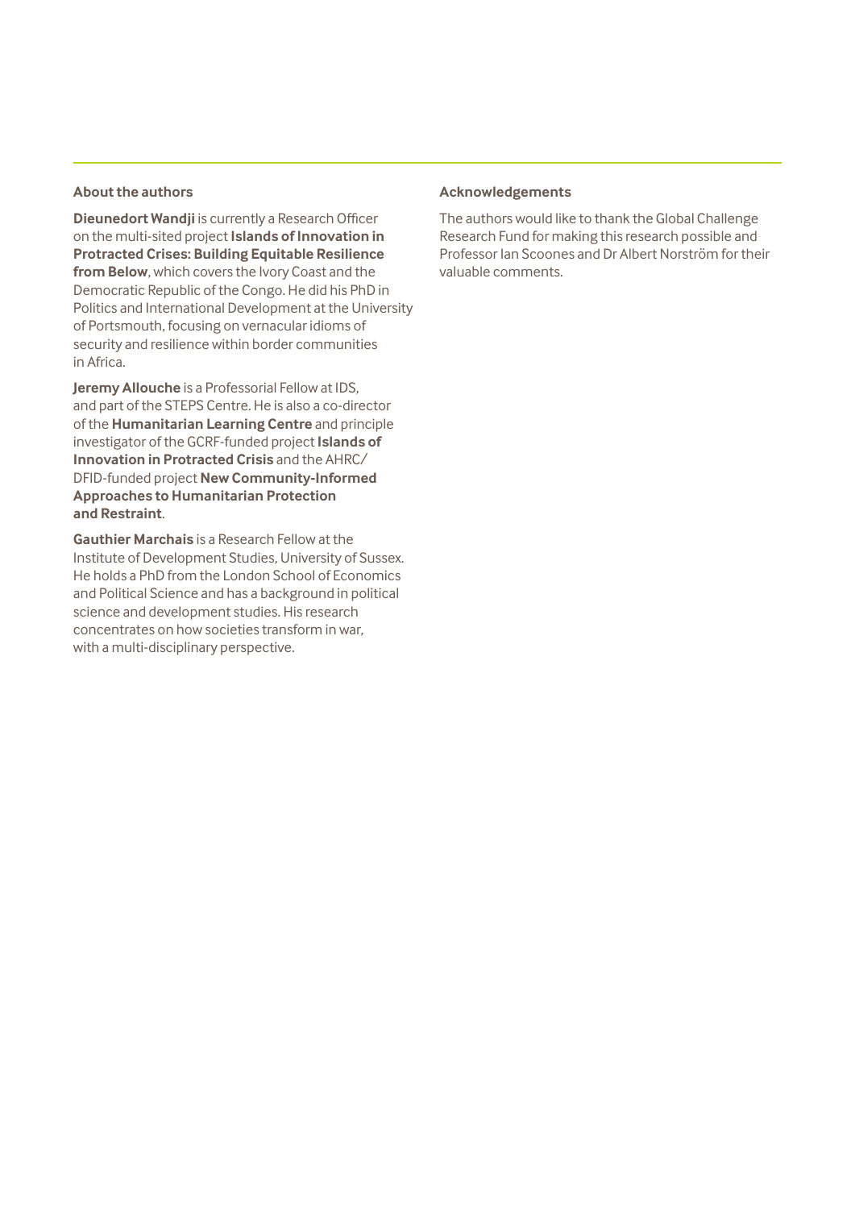## About the authors

**Dieunedort Wandji** is currently a Research Officer on the multi-sited project **Islands of Innovation in Protracted Crises: Building Equitable Resilience from Below**, which covers the Ivory Coast and the Democratic Republic of the Congo. He did his PhD in Politics and International Development at the University of Portsmouth, focusing on vernacular idioms of security and resilience within border communities in Africa.

**Jeremy Allouche** is a Professorial Fellow at IDS, and part of the STEPS Centre. He is also a co-director of the **Humanitarian Learning Centre** and principle investigator of the GCRF-funded project **Islands of Innovation in Protracted Crisis** and the AHRC/DFID-funded project **New Community-Informed Approaches to Humanitarian Protection and Restraint**.

**Gauthier Marchais** is a Research Fellow at the Institute of Development Studies, University of Sussex. He holds a PhD from the London School of Economics and Political Science and has a background in political science and development studies. His research concentrates on how societies transform in war, with a multi-disciplinary perspective.

## Acknowledgements

The authors would like to thank the Global Challenge Research Fund for making this research possible and Professor Ian Scoones and Dr Albert Norström for their valuable comments.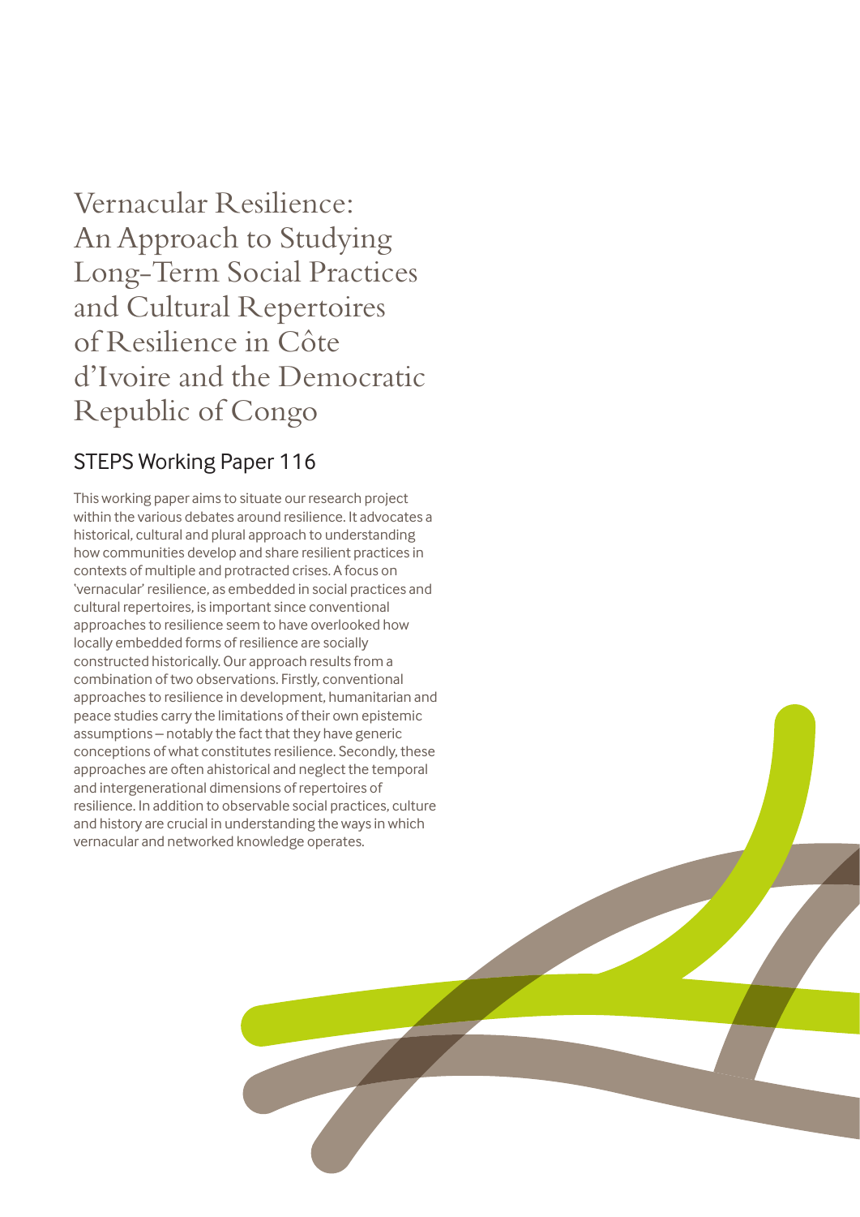# Vernacular Resilience: An Approach to Studying Long-Term Social Practices and Cultural Repertoires of Resilience in Côte d'Ivoire and the Democratic Republic of Congo

## STEPS Working Paper 116

This working paper aims to situate our research project within the various debates around resilience. It advocates a historical, cultural and plural approach to understanding how communities develop and share resilient practices in contexts of multiple and protracted crises. A focus on 'vernacular' resilience, as embedded in social practices and cultural repertoires, is important since conventional approaches to resilience seem to have overlooked how locally embedded forms of resilience are socially constructed historically. Our approach results from a combination of two observations. Firstly, conventional approaches to resilience in development, humanitarian and peace studies carry the limitations of their own epistemic assumptions – notably the fact that they have generic conceptions of what constitutes resilience. Secondly, these approaches are often ahistorical and neglect the temporal and intergenerational dimensions of repertoires of resilience. In addition to observable social practices, culture and history are crucial in understanding the ways in which vernacular and networked knowledge operates.